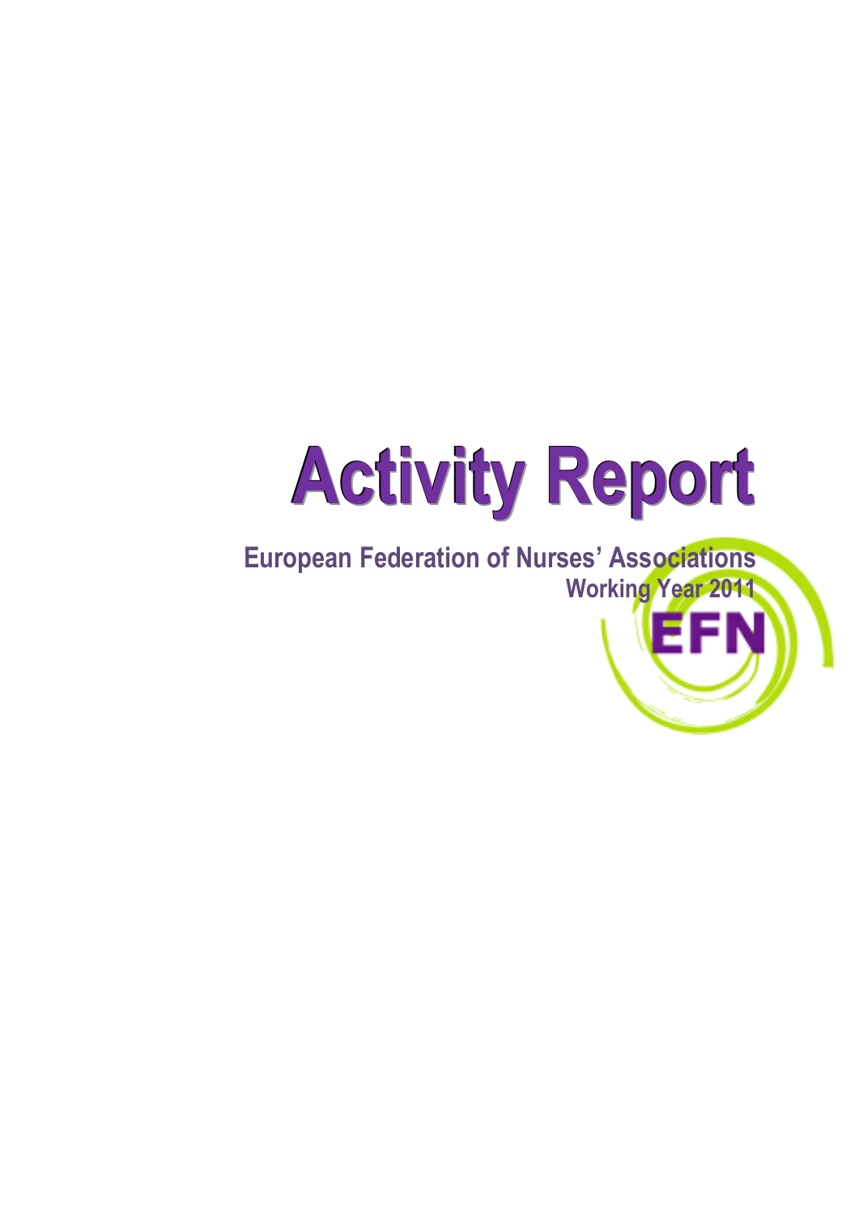# Activity Report

**European Federation of Nurses' Associations**

**Working Year 2011**

EFN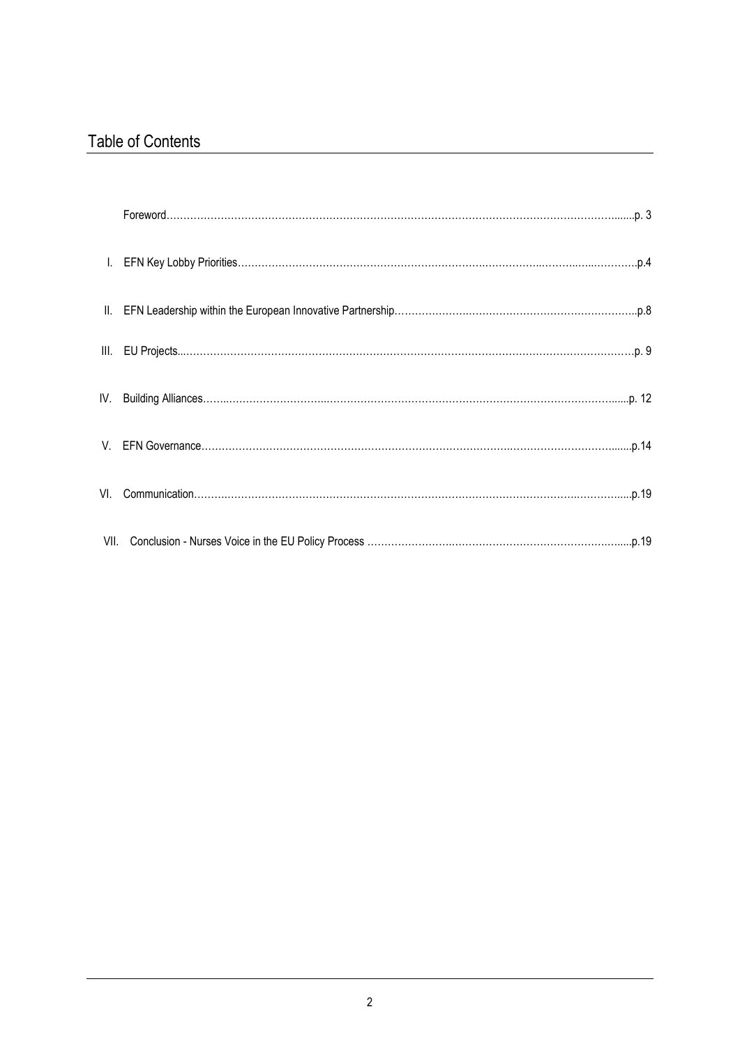## Table of Contents

Foreword……………………………………………………………………………………………………………………….......p. 3

I. EFN Key Lobby Priorities……………………………………………………………….……………..………..…..…………p.4

II. EFN Leadership within the European Innovative Partnership………………….……………………………………………..p.8

III. EU Projects...………………………………………………………………………………………………………………p. 9

IV. Building Alliances……..……………………...………………………………………………………………………......p. 12

V. EFN Governance……………………………………………………………………………..……………………….......p.14

VI. Communication……….………………………………………………………….……………………………..………......p.19

VII. Conclusion - Nurses Voice in the EU Policy Process ………………………..……………………………………….......p.19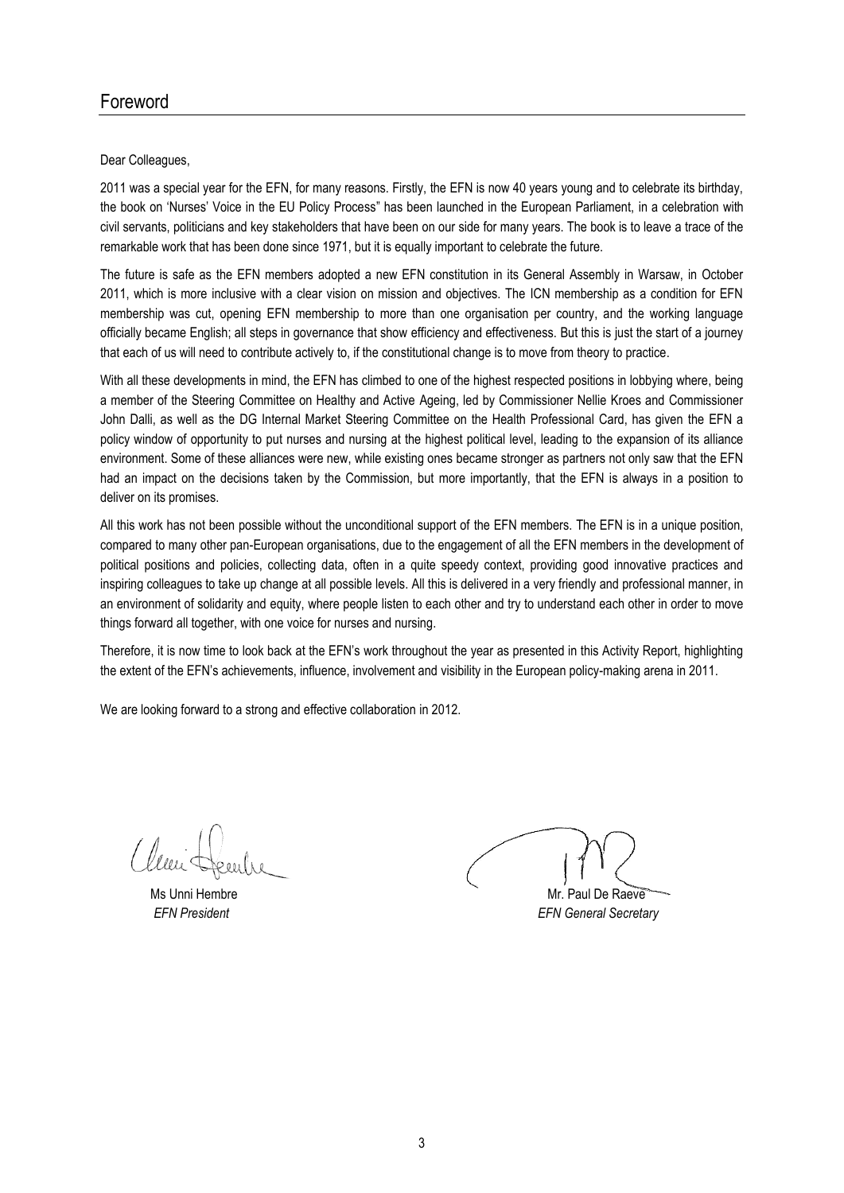# Foreword

Dear Colleagues,

2011 was a special year for the EFN, for many reasons. Firstly, the EFN is now 40 years young and to celebrate its birthday, the book on 'Nurses' Voice in the EU Policy Process" has been launched in the European Parliament, in a celebration with civil servants, politicians and key stakeholders that have been on our side for many years. The book is to leave a trace of the remarkable work that has been done since 1971, but it is equally important to celebrate the future.

The future is safe as the EFN members adopted a new EFN constitution in its General Assembly in Warsaw, in October 2011, which is more inclusive with a clear vision on mission and objectives. The ICN membership as a condition for EFN membership was cut, opening EFN membership to more than one organisation per country, and the working language officially became English; all steps in governance that show efficiency and effectiveness. But this is just the start of a journey that each of us will need to contribute actively to, if the constitutional change is to move from theory to practice.

With all these developments in mind, the EFN has climbed to one of the highest respected positions in lobbying where, being a member of the Steering Committee on Healthy and Active Ageing, led by Commissioner Nellie Kroes and Commissioner John Dalli, as well as the DG Internal Market Steering Committee on the Health Professional Card, has given the EFN a policy window of opportunity to put nurses and nursing at the highest political level, leading to the expansion of its alliance environment. Some of these alliances were new, while existing ones became stronger as partners not only saw that the EFN had an impact on the decisions taken by the Commission, but more importantly, that the EFN is always in a position to deliver on its promises.

All this work has not been possible without the unconditional support of the EFN members. The EFN is in a unique position, compared to many other pan-European organisations, due to the engagement of all the EFN members in the development of political positions and policies, collecting data, often in a quite speedy context, providing good innovative practices and inspiring colleagues to take up change at all possible levels. All this is delivered in a very friendly and professional manner, in an environment of solidarity and equity, where people listen to each other and try to understand each other in order to move things forward all together, with one voice for nurses and nursing.

Therefore, it is now time to look back at the EFN's work throughout the year as presented in this Activity Report, highlighting the extent of the EFN's achievements, influence, involvement and visibility in the European policy-making arena in 2011.

We are looking forward to a strong and effective collaboration in 2012.

Ms Unni Hembre
*EFN President*

Mr. Paul De Raeve
*EFN General Secretary*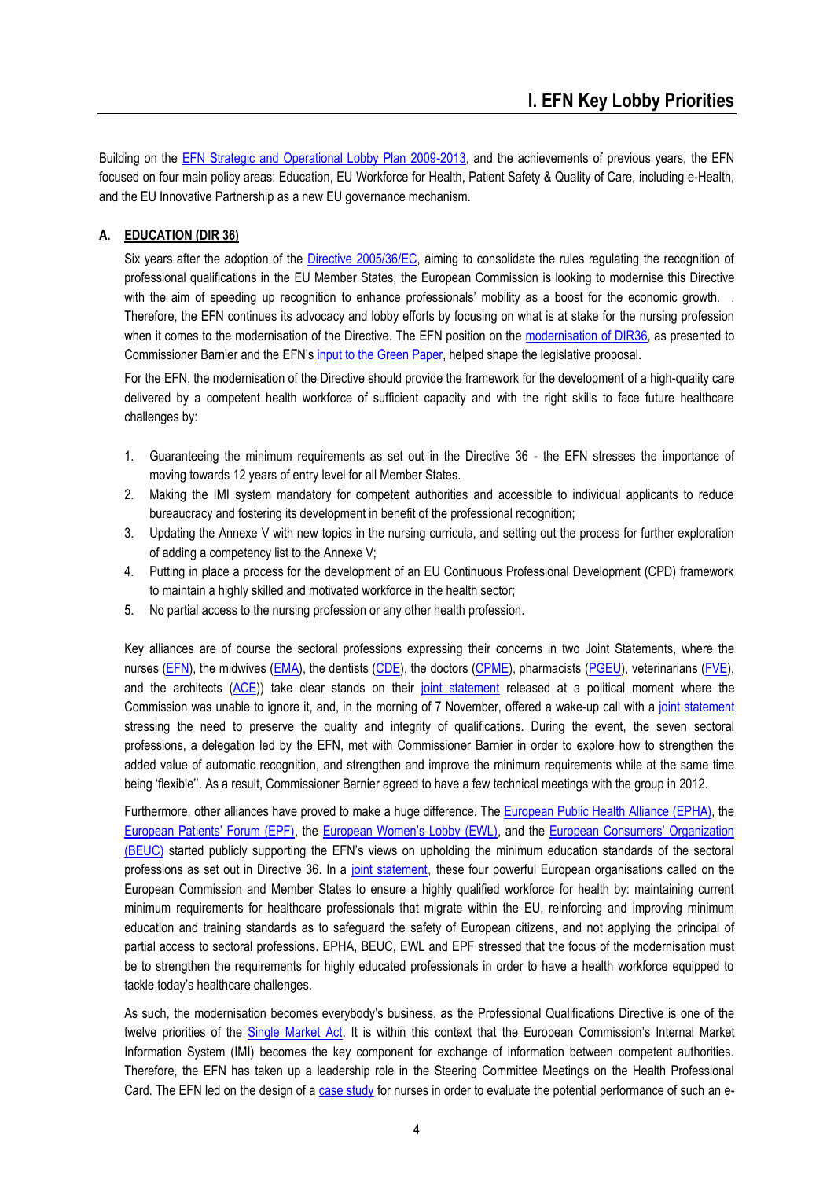# I. EFN Key Lobby Priorities

Building on the EFN Strategic and Operational Lobby Plan 2009-2013, and the achievements of previous years, the EFN focused on four main policy areas: Education, EU Workforce for Health, Patient Safety & Quality of Care, including e-Health, and the EU Innovative Partnership as a new EU governance mechanism.

## A. EDUCATION (DIR 36)

Six years after the adoption of the Directive 2005/36/EC, aiming to consolidate the rules regulating the recognition of professional qualifications in the EU Member States, the European Commission is looking to modernise this Directive with the aim of speeding up recognition to enhance professionals' mobility as a boost for the economic growth. . Therefore, the EFN continues its advocacy and lobby efforts by focusing on what is at stake for the nursing profession when it comes to the modernisation of the Directive. The EFN position on the modernisation of DIR36, as presented to Commissioner Barnier and the EFN's input to the Green Paper, helped shape the legislative proposal.

For the EFN, the modernisation of the Directive should provide the framework for the development of a high-quality care delivered by a competent health workforce of sufficient capacity and with the right skills to face future healthcare challenges by:

1. Guaranteeing the minimum requirements as set out in the Directive 36 - the EFN stresses the importance of moving towards 12 years of entry level for all Member States.
2. Making the IMI system mandatory for competent authorities and accessible to individual applicants to reduce bureaucracy and fostering its development in benefit of the professional recognition;
3. Updating the Annexe V with new topics in the nursing curricula, and setting out the process for further exploration of adding a competency list to the Annexe V;
4. Putting in place a process for the development of an EU Continuous Professional Development (CPD) framework to maintain a highly skilled and motivated workforce in the health sector;
5. No partial access to the nursing profession or any other health profession.

Key alliances are of course the sectoral professions expressing their concerns in two Joint Statements, where the nurses (EFN), the midwives (EMA), the dentists (CDE), the doctors (CPME), pharmacists (PGEU), veterinarians (FVE), and the architects (ACE)) take clear stands on their joint statement released at a political moment where the Commission was unable to ignore it, and, in the morning of 7 November, offered a wake-up call with a joint statement stressing the need to preserve the quality and integrity of qualifications. During the event, the seven sectoral professions, a delegation led by the EFN, met with Commissioner Barnier in order to explore how to strengthen the added value of automatic recognition, and strengthen and improve the minimum requirements while at the same time being 'flexible''. As a result, Commissioner Barnier agreed to have a few technical meetings with the group in 2012.

Furthermore, other alliances have proved to make a huge difference. The European Public Health Alliance (EPHA), the European Patients' Forum (EPF), the European Women's Lobby (EWL), and the European Consumers' Organization (BEUC) started publicly supporting the EFN's views on upholding the minimum education standards of the sectoral professions as set out in Directive 36. In a joint statement, these four powerful European organisations called on the European Commission and Member States to ensure a highly qualified workforce for health by: maintaining current minimum requirements for healthcare professionals that migrate within the EU, reinforcing and improving minimum education and training standards as to safeguard the safety of European citizens, and not applying the principal of partial access to sectoral professions. EPHA, BEUC, EWL and EPF stressed that the focus of the modernisation must be to strengthen the requirements for highly educated professionals in order to have a health workforce equipped to tackle today's healthcare challenges.

As such, the modernisation becomes everybody's business, as the Professional Qualifications Directive is one of the twelve priorities of the Single Market Act. It is within this context that the European Commission's Internal Market Information System (IMI) becomes the key component for exchange of information between competent authorities. Therefore, the EFN has taken up a leadership role in the Steering Committee Meetings on the Health Professional Card. The EFN led on the design of a case study for nurses in order to evaluate the potential performance of such an e-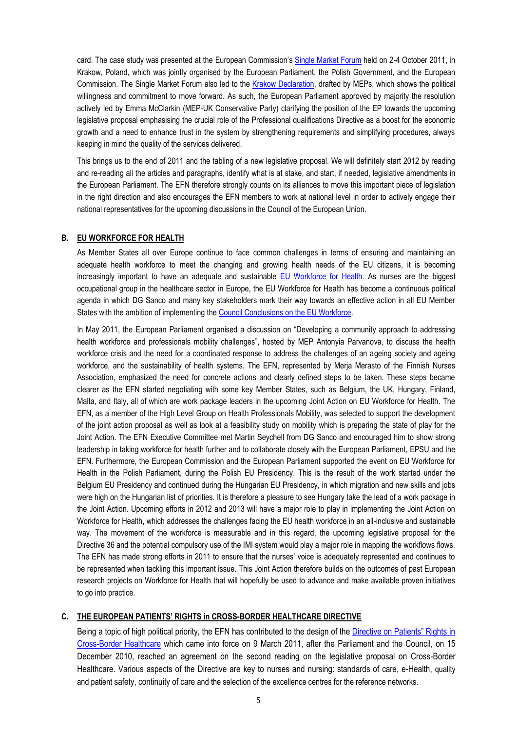card. The case study was presented at the European Commission's Single Market Forum held on 2-4 October 2011, in Krakow, Poland, which was jointly organised by the European Parliament, the Polish Government, and the European Commission. The Single Market Forum also led to the Krakow Declaration, drafted by MEPs, which shows the political willingness and commitment to move forward. As such, the European Parliament approved by majority the resolution actively led by Emma McClarkin (MEP-UK Conservative Party) clarifying the position of the EP towards the upcoming legislative proposal emphasising the crucial role of the Professional qualifications Directive as a boost for the economic growth and a need to enhance trust in the system by strengthening requirements and simplifying procedures, always keeping in mind the quality of the services delivered.

This brings us to the end of 2011 and the tabling of a new legislative proposal. We will definitely start 2012 by reading and re-reading all the articles and paragraphs, identify what is at stake, and start, if needed, legislative amendments in the European Parliament. The EFN therefore strongly counts on its alliances to move this important piece of legislation in the right direction and also encourages the EFN members to work at national level in order to actively engage their national representatives for the upcoming discussions in the Council of the European Union.

## B. EU WORKFORCE FOR HEALTH

As Member States all over Europe continue to face common challenges in terms of ensuring and maintaining an adequate health workforce to meet the changing and growing health needs of the EU citizens, it is becoming increasingly important to have an adequate and sustainable EU Workforce for Health. As nurses are the biggest occupational group in the healthcare sector in Europe, the EU Workforce for Health has become a continuous political agenda in which DG Sanco and many key stakeholders mark their way towards an effective action in all EU Member States with the ambition of implementing the Council Conclusions on the EU Workforce.

In May 2011, the European Parliament organised a discussion on "Developing a community approach to addressing health workforce and professionals mobility challenges", hosted by MEP Antonyia Parvanova, to discuss the health workforce crisis and the need for a coordinated response to address the challenges of an ageing society and ageing workforce, and the sustainability of health systems. The EFN, represented by Merja Merasto of the Finnish Nurses Association, emphasized the need for concrete actions and clearly defined steps to be taken. These steps became clearer as the EFN started negotiating with some key Member States, such as Belgium, the UK, Hungary, Finland, Malta, and Italy, all of which are work package leaders in the upcoming Joint Action on EU Workforce for Health. The EFN, as a member of the High Level Group on Health Professionals Mobility, was selected to support the development of the joint action proposal as well as look at a feasibility study on mobility which is preparing the state of play for the Joint Action. The EFN Executive Committee met Martin Seychell from DG Sanco and encouraged him to show strong leadership in taking workforce for health further and to collaborate closely with the European Parliament, EPSU and the EFN. Furthermore, the European Commission and the European Parliament supported the event on EU Workforce for Health in the Polish Parliament, during the Polish EU Presidency. This is the result of the work started under the Belgium EU Presidency and continued during the Hungarian EU Presidency, in which migration and new skills and jobs were high on the Hungarian list of priorities. It is therefore a pleasure to see Hungary take the lead of a work package in the Joint Action. Upcoming efforts in 2012 and 2013 will have a major role to play in implementing the Joint Action on Workforce for Health, which addresses the challenges facing the EU health workforce in an all-inclusive and sustainable way. The movement of the workforce is measurable and in this regard, the upcoming legislative proposal for the Directive 36 and the potential compulsory use of the IMI system would play a major role in mapping the workflows flows. The EFN has made strong efforts in 2011 to ensure that the nurses' voice is adequately represented and continues to be represented when tackling this important issue. This Joint Action therefore builds on the outcomes of past European research projects on Workforce for Health that will hopefully be used to advance and make available proven initiatives to go into practice.

## C. THE EUROPEAN PATIENTS' RIGHTS in CROSS-BORDER HEALTHCARE DIRECTIVE

Being a topic of high political priority, the EFN has contributed to the design of the Directive on Patients" Rights in Cross-Border Healthcare which came into force on 9 March 2011, after the Parliament and the Council, on 15 December 2010, reached an agreement on the second reading on the legislative proposal on Cross-Border Healthcare. Various aspects of the Directive are key to nurses and nursing: standards of care, e-Health, quality and patient safety, continuity of care and the selection of the excellence centres for the reference networks.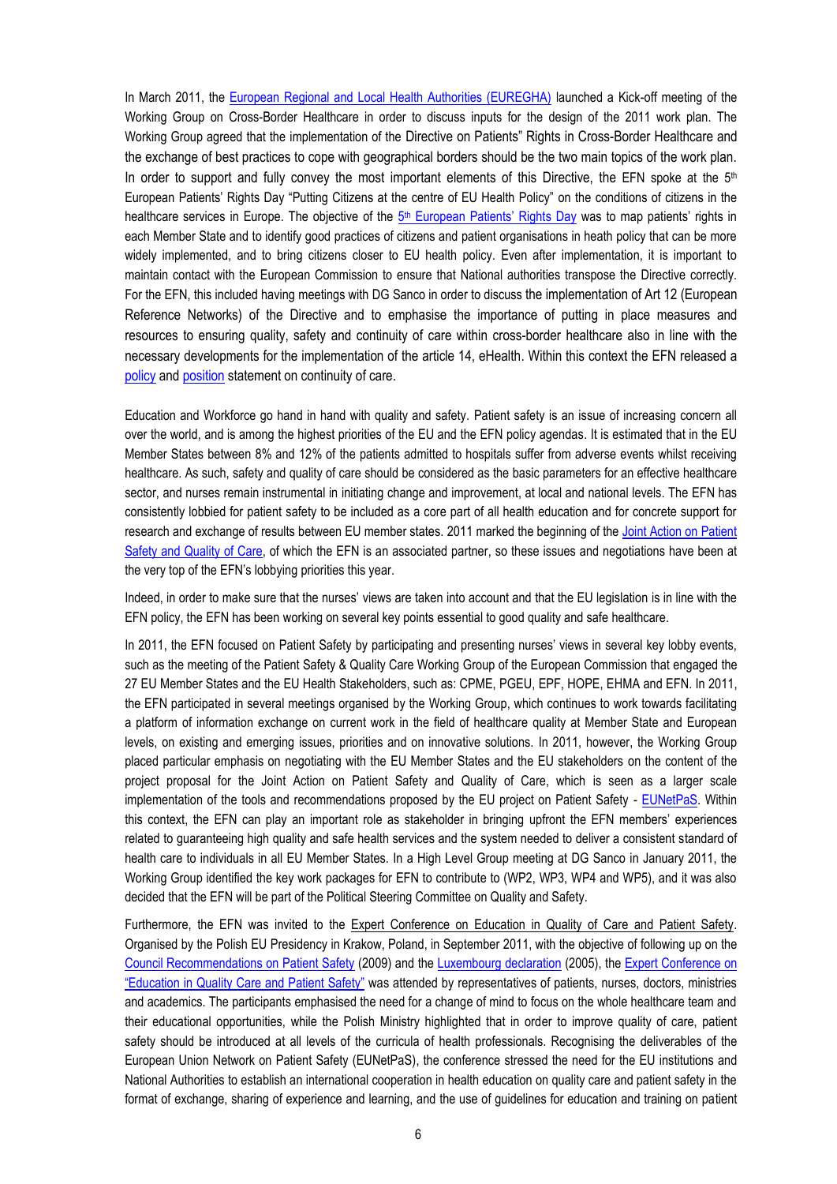In March 2011, the European Regional and Local Health Authorities (EUREGHA) launched a Kick-off meeting of the Working Group on Cross-Border Healthcare in order to discuss inputs for the design of the 2011 work plan. The Working Group agreed that the implementation of the Directive on Patients" Rights in Cross-Border Healthcare and the exchange of best practices to cope with geographical borders should be the two main topics of the work plan. In order to support and fully convey the most important elements of this Directive, the EFN spoke at the 5th European Patients' Rights Day "Putting Citizens at the centre of EU Health Policy" on the conditions of citizens in the healthcare services in Europe. The objective of the 5th European Patients' Rights Day was to map patients' rights in each Member State and to identify good practices of citizens and patient organisations in heath policy that can be more widely implemented, and to bring citizens closer to EU health policy. Even after implementation, it is important to maintain contact with the European Commission to ensure that National authorities transpose the Directive correctly. For the EFN, this included having meetings with DG Sanco in order to discuss the implementation of Art 12 (European Reference Networks) of the Directive and to emphasise the importance of putting in place measures and resources to ensuring quality, safety and continuity of care within cross-border healthcare also in line with the necessary developments for the implementation of the article 14, eHealth. Within this context the EFN released a policy and position statement on continuity of care.

Education and Workforce go hand in hand with quality and safety. Patient safety is an issue of increasing concern all over the world, and is among the highest priorities of the EU and the EFN policy agendas. It is estimated that in the EU Member States between 8% and 12% of the patients admitted to hospitals suffer from adverse events whilst receiving healthcare. As such, safety and quality of care should be considered as the basic parameters for an effective healthcare sector, and nurses remain instrumental in initiating change and improvement, at local and national levels. The EFN has consistently lobbied for patient safety to be included as a core part of all health education and for concrete support for research and exchange of results between EU member states. 2011 marked the beginning of the Joint Action on Patient Safety and Quality of Care, of which the EFN is an associated partner, so these issues and negotiations have been at the very top of the EFN's lobbying priorities this year.

Indeed, in order to make sure that the nurses' views are taken into account and that the EU legislation is in line with the EFN policy, the EFN has been working on several key points essential to good quality and safe healthcare.

In 2011, the EFN focused on Patient Safety by participating and presenting nurses' views in several key lobby events, such as the meeting of the Patient Safety & Quality Care Working Group of the European Commission that engaged the 27 EU Member States and the EU Health Stakeholders, such as: CPME, PGEU, EPF, HOPE, EHMA and EFN. In 2011, the EFN participated in several meetings organised by the Working Group, which continues to work towards facilitating a platform of information exchange on current work in the field of healthcare quality at Member State and European levels, on existing and emerging issues, priorities and on innovative solutions. In 2011, however, the Working Group placed particular emphasis on negotiating with the EU Member States and the EU stakeholders on the content of the project proposal for the Joint Action on Patient Safety and Quality of Care, which is seen as a larger scale implementation of the tools and recommendations proposed by the EU project on Patient Safety - EUNetPaS. Within this context, the EFN can play an important role as stakeholder in bringing upfront the EFN members' experiences related to guaranteeing high quality and safe health services and the system needed to deliver a consistent standard of health care to individuals in all EU Member States. In a High Level Group meeting at DG Sanco in January 2011, the Working Group identified the key work packages for EFN to contribute to (WP2, WP3, WP4 and WP5), and it was also decided that the EFN will be part of the Political Steering Committee on Quality and Safety.

Furthermore, the EFN was invited to the Expert Conference on Education in Quality of Care and Patient Safety. Organised by the Polish EU Presidency in Krakow, Poland, in September 2011, with the objective of following up on the Council Recommendations on Patient Safety (2009) and the Luxembourg declaration (2005), the Expert Conference on "Education in Quality Care and Patient Safety" was attended by representatives of patients, nurses, doctors, ministries and academics. The participants emphasised the need for a change of mind to focus on the whole healthcare team and their educational opportunities, while the Polish Ministry highlighted that in order to improve quality of care, patient safety should be introduced at all levels of the curricula of health professionals. Recognising the deliverables of the European Union Network on Patient Safety (EUNetPaS), the conference stressed the need for the EU institutions and National Authorities to establish an international cooperation in health education on quality care and patient safety in the format of exchange, sharing of experience and learning, and the use of guidelines for education and training on patient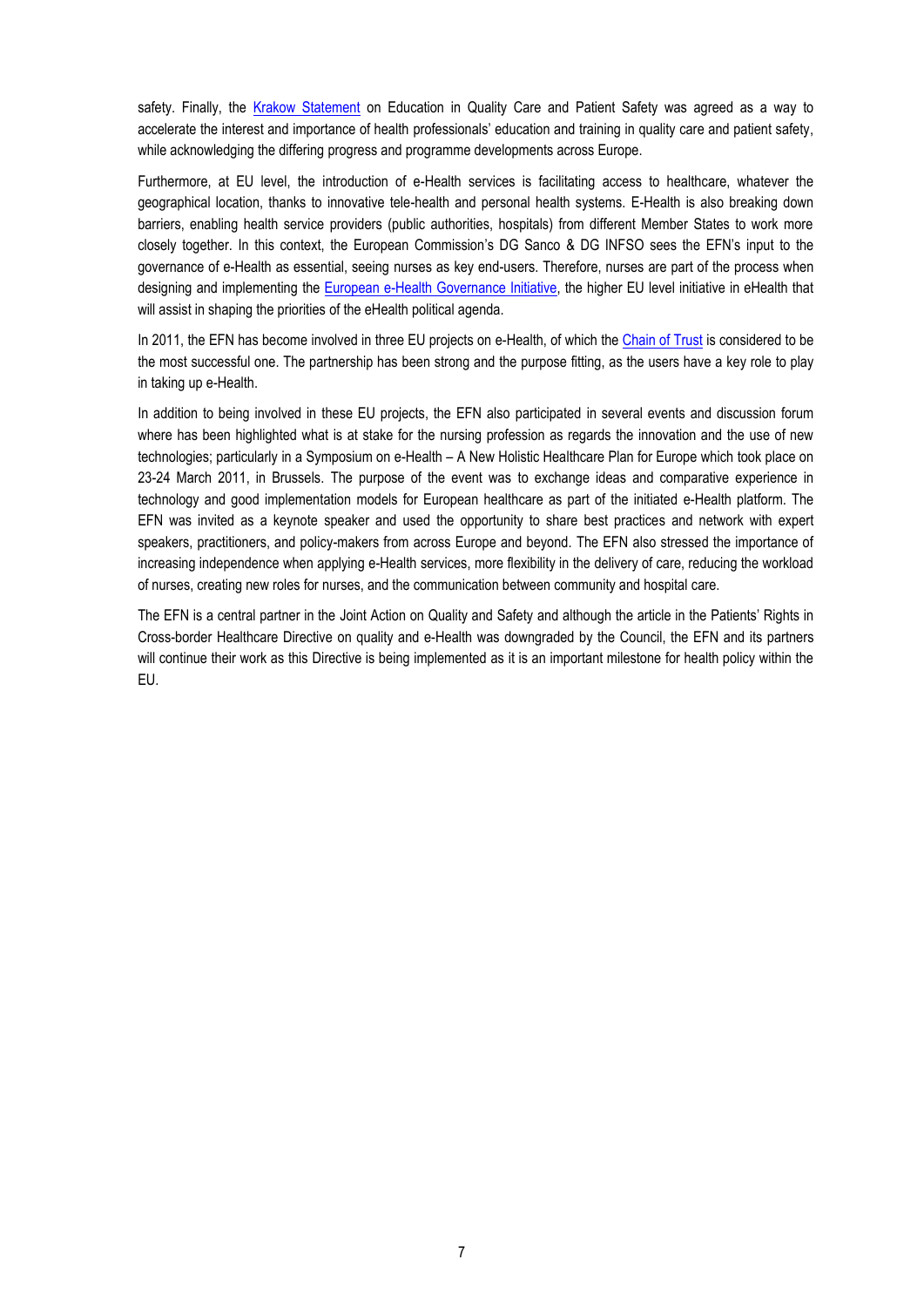safety. Finally, the Krakow Statement on Education in Quality Care and Patient Safety was agreed as a way to accelerate the interest and importance of health professionals' education and training in quality care and patient safety, while acknowledging the differing progress and programme developments across Europe.

Furthermore, at EU level, the introduction of e-Health services is facilitating access to healthcare, whatever the geographical location, thanks to innovative tele-health and personal health systems. E-Health is also breaking down barriers, enabling health service providers (public authorities, hospitals) from different Member States to work more closely together. In this context, the European Commission's DG Sanco & DG INFSO sees the EFN's input to the governance of e-Health as essential, seeing nurses as key end-users. Therefore, nurses are part of the process when designing and implementing the European e-Health Governance Initiative, the higher EU level initiative in eHealth that will assist in shaping the priorities of the eHealth political agenda.

In 2011, the EFN has become involved in three EU projects on e-Health, of which the Chain of Trust is considered to be the most successful one. The partnership has been strong and the purpose fitting, as the users have a key role to play in taking up e-Health.

In addition to being involved in these EU projects, the EFN also participated in several events and discussion forum where has been highlighted what is at stake for the nursing profession as regards the innovation and the use of new technologies; particularly in a Symposium on e-Health – A New Holistic Healthcare Plan for Europe which took place on 23-24 March 2011, in Brussels. The purpose of the event was to exchange ideas and comparative experience in technology and good implementation models for European healthcare as part of the initiated e-Health platform. The EFN was invited as a keynote speaker and used the opportunity to share best practices and network with expert speakers, practitioners, and policy-makers from across Europe and beyond. The EFN also stressed the importance of increasing independence when applying e-Health services, more flexibility in the delivery of care, reducing the workload of nurses, creating new roles for nurses, and the communication between community and hospital care.

The EFN is a central partner in the Joint Action on Quality and Safety and although the article in the Patients' Rights in Cross-border Healthcare Directive on quality and e-Health was downgraded by the Council, the EFN and its partners will continue their work as this Directive is being implemented as it is an important milestone for health policy within the EU.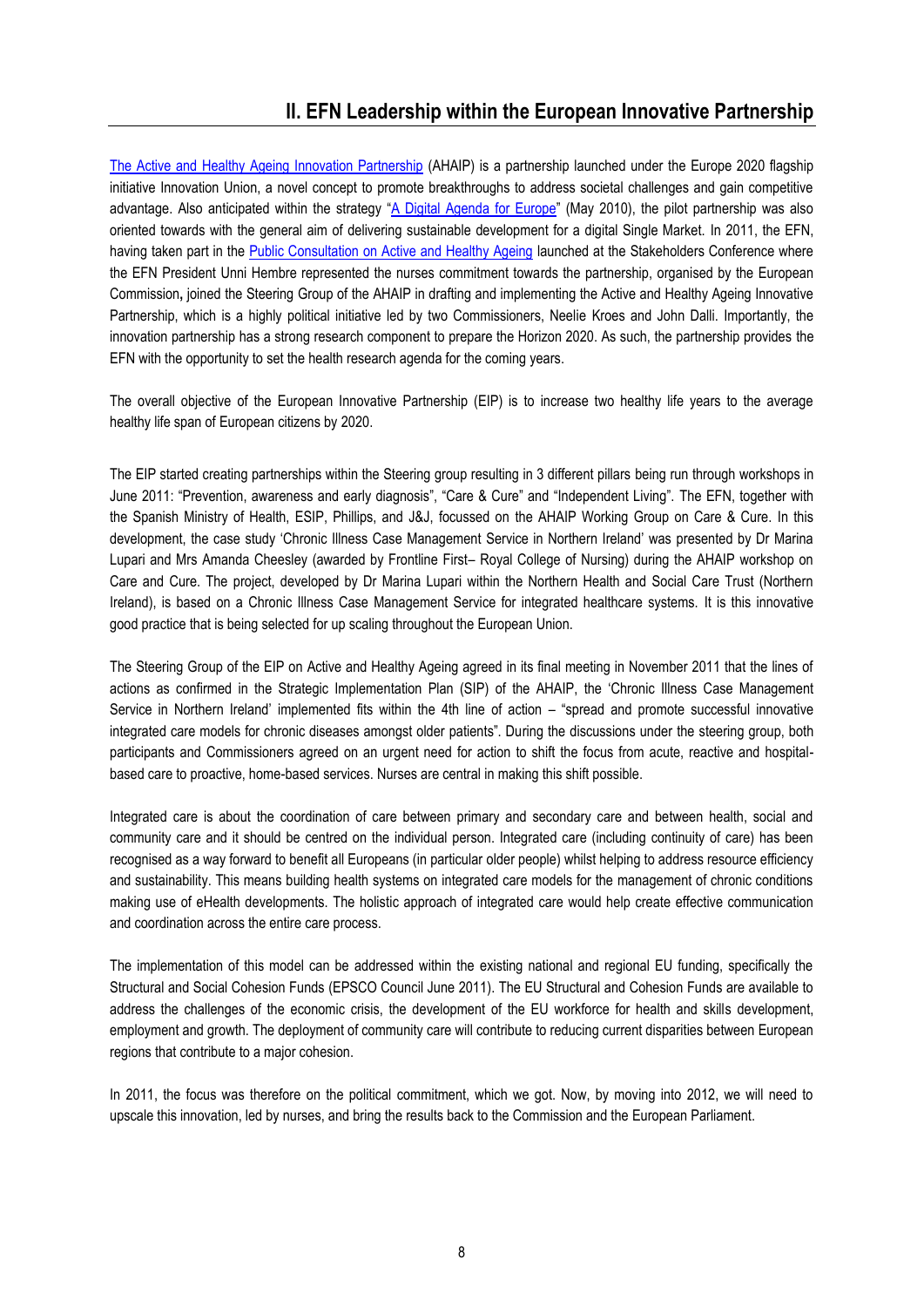## II. EFN Leadership within the European Innovative Partnership

The Active and Healthy Ageing Innovation Partnership (AHAIP) is a partnership launched under the Europe 2020 flagship initiative Innovation Union, a novel concept to promote breakthroughs to address societal challenges and gain competitive advantage. Also anticipated within the strategy "A Digital Agenda for Europe" (May 2010), the pilot partnership was also oriented towards with the general aim of delivering sustainable development for a digital Single Market. In 2011, the EFN, having taken part in the Public Consultation on Active and Healthy Ageing launched at the Stakeholders Conference where the EFN President Unni Hembre represented the nurses commitment towards the partnership, organised by the European Commission**,** joined the Steering Group of the AHAIP in drafting and implementing the Active and Healthy Ageing Innovative Partnership, which is a highly political initiative led by two Commissioners, Neelie Kroes and John Dalli. Importantly, the innovation partnership has a strong research component to prepare the Horizon 2020. As such, the partnership provides the EFN with the opportunity to set the health research agenda for the coming years.

The overall objective of the European Innovative Partnership (EIP) is to increase two healthy life years to the average healthy life span of European citizens by 2020.

The EIP started creating partnerships within the Steering group resulting in 3 different pillars being run through workshops in June 2011: "Prevention, awareness and early diagnosis", "Care & Cure" and "Independent Living". The EFN, together with the Spanish Ministry of Health, ESIP, Phillips, and J&J, focussed on the AHAIP Working Group on Care & Cure. In this development, the case study 'Chronic Illness Case Management Service in Northern Ireland' was presented by Dr Marina Lupari and Mrs Amanda Cheesley (awarded by Frontline First– Royal College of Nursing) during the AHAIP workshop on Care and Cure. The project, developed by Dr Marina Lupari within the Northern Health and Social Care Trust (Northern Ireland), is based on a Chronic Illness Case Management Service for integrated healthcare systems. It is this innovative good practice that is being selected for up scaling throughout the European Union.

The Steering Group of the EIP on Active and Healthy Ageing agreed in its final meeting in November 2011 that the lines of actions as confirmed in the Strategic Implementation Plan (SIP) of the AHAIP, the 'Chronic Illness Case Management Service in Northern Ireland' implemented fits within the 4th line of action – "spread and promote successful innovative integrated care models for chronic diseases amongst older patients". During the discussions under the steering group, both participants and Commissioners agreed on an urgent need for action to shift the focus from acute, reactive and hospital-based care to proactive, home-based services. Nurses are central in making this shift possible.

Integrated care is about the coordination of care between primary and secondary care and between health, social and community care and it should be centred on the individual person. Integrated care (including continuity of care) has been recognised as a way forward to benefit all Europeans (in particular older people) whilst helping to address resource efficiency and sustainability. This means building health systems on integrated care models for the management of chronic conditions making use of eHealth developments. The holistic approach of integrated care would help create effective communication and coordination across the entire care process.

The implementation of this model can be addressed within the existing national and regional EU funding, specifically the Structural and Social Cohesion Funds (EPSCO Council June 2011). The EU Structural and Cohesion Funds are available to address the challenges of the economic crisis, the development of the EU workforce for health and skills development, employment and growth. The deployment of community care will contribute to reducing current disparities between European regions that contribute to a major cohesion.

In 2011, the focus was therefore on the political commitment, which we got. Now, by moving into 2012, we will need to upscale this innovation, led by nurses, and bring the results back to the Commission and the European Parliament.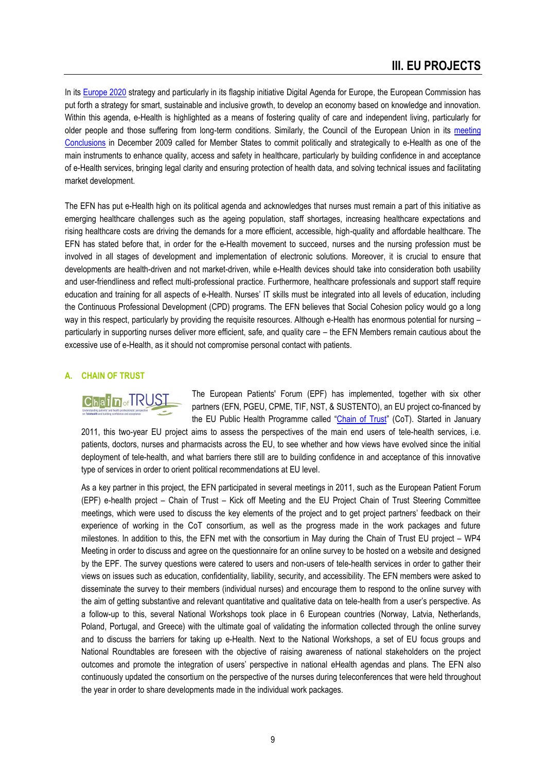# III. EU PROJECTS

In its Europe 2020 strategy and particularly in its flagship initiative Digital Agenda for Europe, the European Commission has put forth a strategy for smart, sustainable and inclusive growth, to develop an economy based on knowledge and innovation. Within this agenda, e-Health is highlighted as a means of fostering quality of care and independent living, particularly for older people and those suffering from long-term conditions. Similarly, the Council of the European Union in its meeting Conclusions in December 2009 called for Member States to commit politically and strategically to e-Health as one of the main instruments to enhance quality, access and safety in healthcare, particularly by building confidence in and acceptance of e-Health services, bringing legal clarity and ensuring protection of health data, and solving technical issues and facilitating market development.

The EFN has put e-Health high on its political agenda and acknowledges that nurses must remain a part of this initiative as emerging healthcare challenges such as the ageing population, staff shortages, increasing healthcare expectations and rising healthcare costs are driving the demands for a more efficient, accessible, high-quality and affordable healthcare. The EFN has stated before that, in order for the e-Health movement to succeed, nurses and the nursing profession must be involved in all stages of development and implementation of electronic solutions. Moreover, it is crucial to ensure that developments are health-driven and not market-driven, while e-Health devices should take into consideration both usability and user-friendliness and reflect multi-professional practice. Furthermore, healthcare professionals and support staff require education and training for all aspects of e-Health. Nurses' IT skills must be integrated into all levels of education, including the Continuous Professional Development (CPD) programs. The EFN believes that Social Cohesion policy would go a long way in this respect, particularly by providing the requisite resources. Although e-Health has enormous potential for nursing – particularly in supporting nurses deliver more efficient, safe, and quality care – the EFN Members remain cautious about the excessive use of e-Health, as it should not compromise personal contact with patients.

## A. CHAIN OF TRUST

The European Patients' Forum (EPF) has implemented, together with six other partners (EFN, PGEU, CPME, TIF, NST, & SUSTENTO), an EU project co-financed by the EU Public Health Programme called "Chain of Trust" (CoT). Started in January 2011, this two-year EU project aims to assess the perspectives of the main end users of tele-health services, i.e. patients, doctors, nurses and pharmacists across the EU, to see whether and how views have evolved since the initial deployment of tele-health, and what barriers there still are to building confidence in and acceptance of this innovative type of services in order to orient political recommendations at EU level.

As a key partner in this project, the EFN participated in several meetings in 2011, such as the European Patient Forum (EPF) e-health project – Chain of Trust – Kick off Meeting and the EU Project Chain of Trust Steering Committee meetings, which were used to discuss the key elements of the project and to get project partners' feedback on their experience of working in the CoT consortium, as well as the progress made in the work packages and future milestones. In addition to this, the EFN met with the consortium in May during the Chain of Trust EU project – WP4 Meeting in order to discuss and agree on the questionnaire for an online survey to be hosted on a website and designed by the EPF. The survey questions were catered to users and non-users of tele-health services in order to gather their views on issues such as education, confidentiality, liability, security, and accessibility. The EFN members were asked to disseminate the survey to their members (individual nurses) and encourage them to respond to the online survey with the aim of getting substantive and relevant quantitative and qualitative data on tele-health from a user's perspective. As a follow-up to this, several National Workshops took place in 6 European countries (Norway, Latvia, Netherlands, Poland, Portugal, and Greece) with the ultimate goal of validating the information collected through the online survey and to discuss the barriers for taking up e-Health. Next to the National Workshops, a set of EU focus groups and National Roundtables are foreseen with the objective of raising awareness of national stakeholders on the project outcomes and promote the integration of users' perspective in national eHealth agendas and plans. The EFN also continuously updated the consortium on the perspective of the nurses during teleconferences that were held throughout the year in order to share developments made in the individual work packages.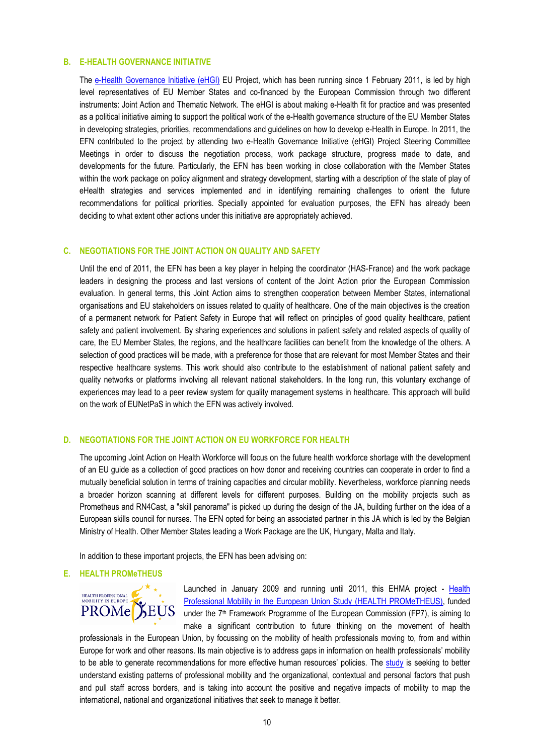## B. E-HEALTH GOVERNANCE INITIATIVE

The e-Health Governance Initiative (eHGI) EU Project, which has been running since 1 February 2011, is led by high level representatives of EU Member States and co-financed by the European Commission through two different instruments: Joint Action and Thematic Network. The eHGI is about making e-Health fit for practice and was presented as a political initiative aiming to support the political work of the e-Health governance structure of the EU Member States in developing strategies, priorities, recommendations and guidelines on how to develop e-Health in Europe. In 2011, the EFN contributed to the project by attending two e-Health Governance Initiative (eHGI) Project Steering Committee Meetings in order to discuss the negotiation process, work package structure, progress made to date, and developments for the future. Particularly, the EFN has been working in close collaboration with the Member States within the work package on policy alignment and strategy development, starting with a description of the state of play of eHealth strategies and services implemented and in identifying remaining challenges to orient the future recommendations for political priorities. Specially appointed for evaluation purposes, the EFN has already been deciding to what extent other actions under this initiative are appropriately achieved.

## C. NEGOTIATIONS FOR THE JOINT ACTION ON QUALITY AND SAFETY

Until the end of 2011, the EFN has been a key player in helping the coordinator (HAS-France) and the work package leaders in designing the process and last versions of content of the Joint Action prior the European Commission evaluation. In general terms, this Joint Action aims to strengthen cooperation between Member States, international organisations and EU stakeholders on issues related to quality of healthcare. One of the main objectives is the creation of a permanent network for Patient Safety in Europe that will reflect on principles of good quality healthcare, patient safety and patient involvement. By sharing experiences and solutions in patient safety and related aspects of quality of care, the EU Member States, the regions, and the healthcare facilities can benefit from the knowledge of the others. A selection of good practices will be made, with a preference for those that are relevant for most Member States and their respective healthcare systems. This work should also contribute to the establishment of national patient safety and quality networks or platforms involving all relevant national stakeholders. In the long run, this voluntary exchange of experiences may lead to a peer review system for quality management systems in healthcare. This approach will build on the work of EUNetPaS in which the EFN was actively involved.

## D. NEGOTIATIONS FOR THE JOINT ACTION ON EU WORKFORCE FOR HEALTH

The upcoming Joint Action on Health Workforce will focus on the future health workforce shortage with the development of an EU guide as a collection of good practices on how donor and receiving countries can cooperate in order to find a mutually beneficial solution in terms of training capacities and circular mobility. Nevertheless, workforce planning needs a broader horizon scanning at different levels for different purposes. Building on the mobility projects such as Prometheus and RN4Cast, a "skill panorama" is picked up during the design of the JA, building further on the idea of a European skills council for nurses. The EFN opted for being an associated partner in this JA which is led by the Belgian Ministry of Health. Other Member States leading a Work Package are the UK, Hungary, Malta and Italy.

In addition to these important projects, the EFN has been advising on:

## E. HEALTH PROMeTHEUS

Launched in January 2009 and running until 2011, this EHMA project - Health Professional Mobility in the European Union Study (HEALTH PROMeTHEUS), funded under the 7th Framework Programme of the European Commission (FP7), is aiming to make a significant contribution to future thinking on the movement of health professionals in the European Union, by focussing on the mobility of health professionals moving to, from and within Europe for work and other reasons. Its main objective is to address gaps in information on health professionals' mobility to be able to generate recommendations for more effective human resources' policies. The study is seeking to better understand existing patterns of professional mobility and the organizational, contextual and personal factors that push and pull staff across borders, and is taking into account the positive and negative impacts of mobility to map the international, national and organizational initiatives that seek to manage it better.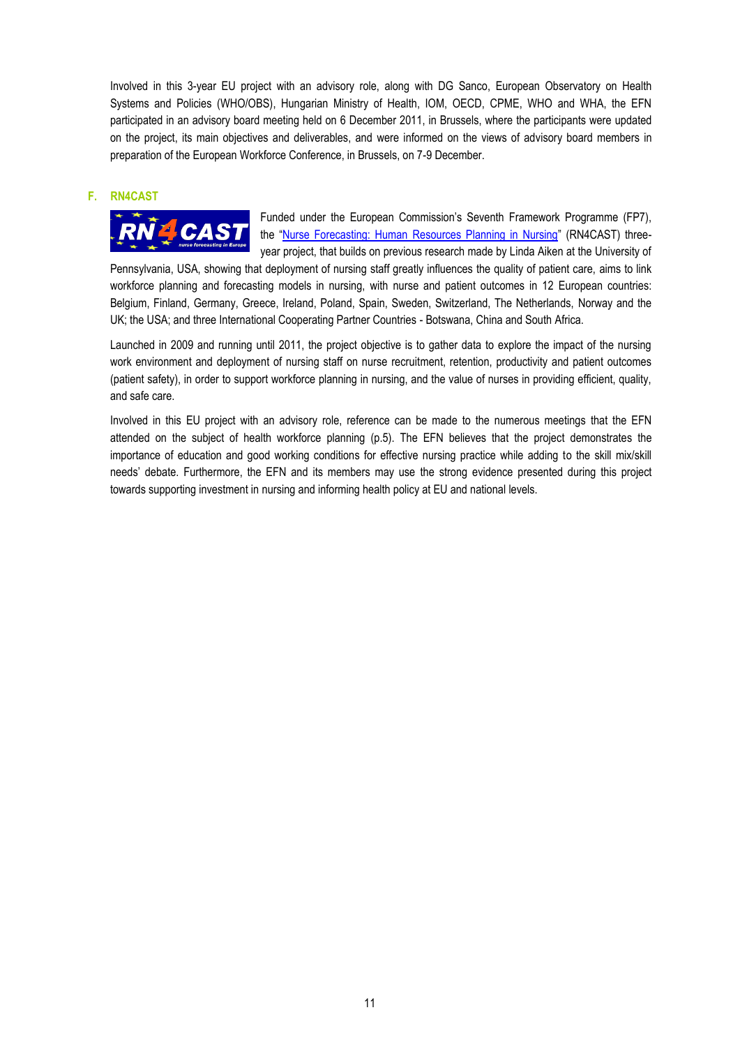Involved in this 3-year EU project with an advisory role, along with DG Sanco, European Observatory on Health Systems and Policies (WHO/OBS), Hungarian Ministry of Health, IOM, OECD, CPME, WHO and WHA, the EFN participated in an advisory board meeting held on 6 December 2011, in Brussels, where the participants were updated on the project, its main objectives and deliverables, and were informed on the views of advisory board members in preparation of the European Workforce Conference, in Brussels, on 7-9 December.

## F. RN4CAST

Funded under the European Commission's Seventh Framework Programme (FP7), the "Nurse Forecasting: Human Resources Planning in Nursing" (RN4CAST) three-year project, that builds on previous research made by Linda Aiken at the University of Pennsylvania, USA, showing that deployment of nursing staff greatly influences the quality of patient care, aims to link workforce planning and forecasting models in nursing, with nurse and patient outcomes in 12 European countries: Belgium, Finland, Germany, Greece, Ireland, Poland, Spain, Sweden, Switzerland, The Netherlands, Norway and the UK; the USA; and three International Cooperating Partner Countries - Botswana, China and South Africa.

Launched in 2009 and running until 2011, the project objective is to gather data to explore the impact of the nursing work environment and deployment of nursing staff on nurse recruitment, retention, productivity and patient outcomes (patient safety), in order to support workforce planning in nursing, and the value of nurses in providing efficient, quality, and safe care.

Involved in this EU project with an advisory role, reference can be made to the numerous meetings that the EFN attended on the subject of health workforce planning (p.5). The EFN believes that the project demonstrates the importance of education and good working conditions for effective nursing practice while adding to the skill mix/skill needs' debate. Furthermore, the EFN and its members may use the strong evidence presented during this project towards supporting investment in nursing and informing health policy at EU and national levels.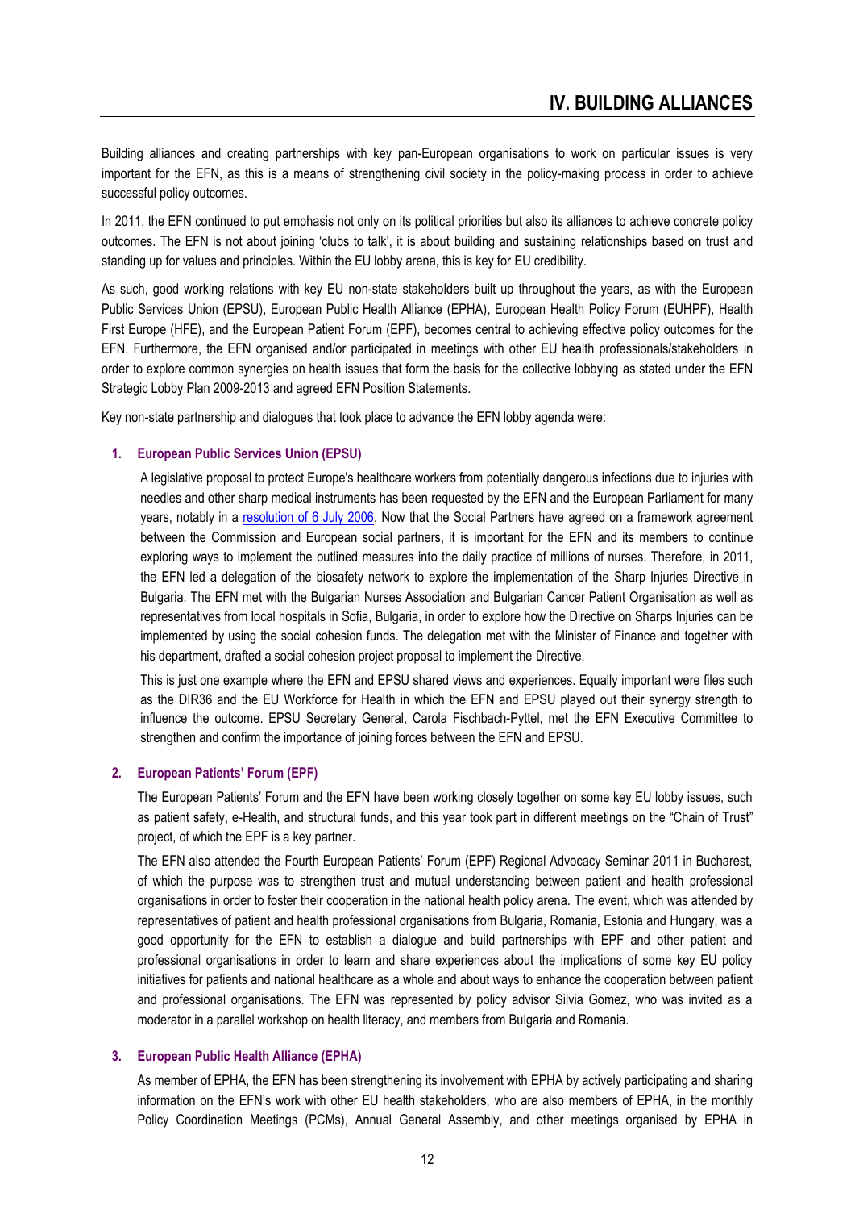# IV. BUILDING ALLIANCES

Building alliances and creating partnerships with key pan-European organisations to work on particular issues is very important for the EFN, as this is a means of strengthening civil society in the policy-making process in order to achieve successful policy outcomes.

In 2011, the EFN continued to put emphasis not only on its political priorities but also its alliances to achieve concrete policy outcomes. The EFN is not about joining 'clubs to talk', it is about building and sustaining relationships based on trust and standing up for values and principles. Within the EU lobby arena, this is key for EU credibility.

As such, good working relations with key EU non-state stakeholders built up throughout the years, as with the European Public Services Union (EPSU), European Public Health Alliance (EPHA), European Health Policy Forum (EUHPF), Health First Europe (HFE), and the European Patient Forum (EPF), becomes central to achieving effective policy outcomes for the EFN. Furthermore, the EFN organised and/or participated in meetings with other EU health professionals/stakeholders in order to explore common synergies on health issues that form the basis for the collective lobbying as stated under the EFN Strategic Lobby Plan 2009-2013 and agreed EFN Position Statements.

Key non-state partnership and dialogues that took place to advance the EFN lobby agenda were:

### 1. European Public Services Union (EPSU)

A legislative proposal to protect Europe's healthcare workers from potentially dangerous infections due to injuries with needles and other sharp medical instruments has been requested by the EFN and the European Parliament for many years, notably in a resolution of 6 July 2006. Now that the Social Partners have agreed on a framework agreement between the Commission and European social partners, it is important for the EFN and its members to continue exploring ways to implement the outlined measures into the daily practice of millions of nurses. Therefore, in 2011, the EFN led a delegation of the biosafety network to explore the implementation of the Sharp Injuries Directive in Bulgaria. The EFN met with the Bulgarian Nurses Association and Bulgarian Cancer Patient Organisation as well as representatives from local hospitals in Sofia, Bulgaria, in order to explore how the Directive on Sharps Injuries can be implemented by using the social cohesion funds. The delegation met with the Minister of Finance and together with his department, drafted a social cohesion project proposal to implement the Directive.

This is just one example where the EFN and EPSU shared views and experiences. Equally important were files such as the DIR36 and the EU Workforce for Health in which the EFN and EPSU played out their synergy strength to influence the outcome. EPSU Secretary General, Carola Fischbach-Pyttel, met the EFN Executive Committee to strengthen and confirm the importance of joining forces between the EFN and EPSU.

### 2. European Patients' Forum (EPF)

The European Patients' Forum and the EFN have been working closely together on some key EU lobby issues, such as patient safety, e-Health, and structural funds, and this year took part in different meetings on the "Chain of Trust" project, of which the EPF is a key partner.

The EFN also attended the Fourth European Patients' Forum (EPF) Regional Advocacy Seminar 2011 in Bucharest, of which the purpose was to strengthen trust and mutual understanding between patient and health professional organisations in order to foster their cooperation in the national health policy arena. The event, which was attended by representatives of patient and health professional organisations from Bulgaria, Romania, Estonia and Hungary, was a good opportunity for the EFN to establish a dialogue and build partnerships with EPF and other patient and professional organisations in order to learn and share experiences about the implications of some key EU policy initiatives for patients and national healthcare as a whole and about ways to enhance the cooperation between patient and professional organisations. The EFN was represented by policy advisor Silvia Gomez, who was invited as a moderator in a parallel workshop on health literacy, and members from Bulgaria and Romania.

### 3. European Public Health Alliance (EPHA)

As member of EPHA, the EFN has been strengthening its involvement with EPHA by actively participating and sharing information on the EFN's work with other EU health stakeholders, who are also members of EPHA, in the monthly Policy Coordination Meetings (PCMs), Annual General Assembly, and other meetings organised by EPHA in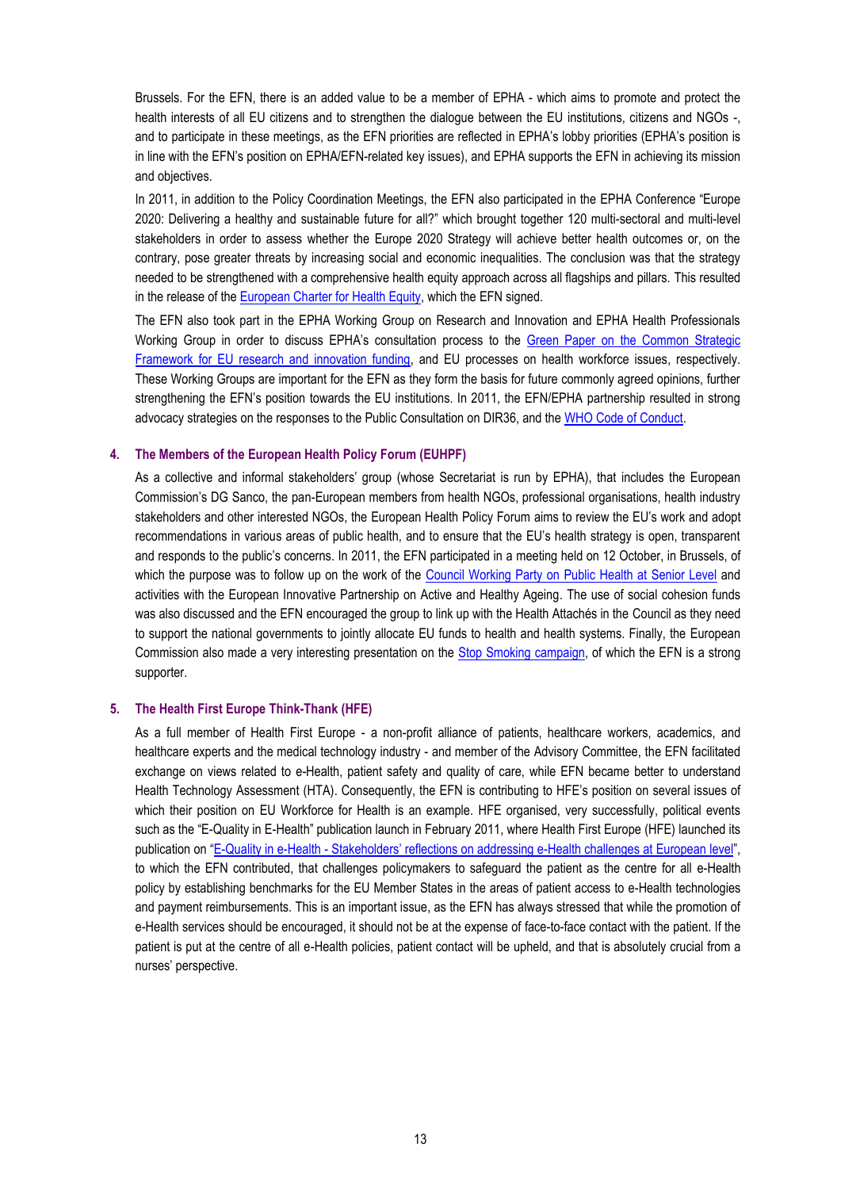Brussels. For the EFN, there is an added value to be a member of EPHA - which aims to promote and protect the health interests of all EU citizens and to strengthen the dialogue between the EU institutions, citizens and NGOs -, and to participate in these meetings, as the EFN priorities are reflected in EPHA's lobby priorities (EPHA's position is in line with the EFN's position on EPHA/EFN-related key issues), and EPHA supports the EFN in achieving its mission and objectives.

In 2011, in addition to the Policy Coordination Meetings, the EFN also participated in the EPHA Conference "Europe 2020: Delivering a healthy and sustainable future for all?" which brought together 120 multi-sectoral and multi-level stakeholders in order to assess whether the Europe 2020 Strategy will achieve better health outcomes or, on the contrary, pose greater threats by increasing social and economic inequalities. The conclusion was that the strategy needed to be strengthened with a comprehensive health equity approach across all flagships and pillars. This resulted in the release of the European Charter for Health Equity, which the EFN signed.

The EFN also took part in the EPHA Working Group on Research and Innovation and EPHA Health Professionals Working Group in order to discuss EPHA's consultation process to the Green Paper on the Common Strategic Framework for EU research and innovation funding, and EU processes on health workforce issues, respectively. These Working Groups are important for the EFN as they form the basis for future commonly agreed opinions, further strengthening the EFN's position towards the EU institutions. In 2011, the EFN/EPHA partnership resulted in strong advocacy strategies on the responses to the Public Consultation on DIR36, and the WHO Code of Conduct.

### 4. The Members of the European Health Policy Forum (EUHPF)

As a collective and informal stakeholders' group (whose Secretariat is run by EPHA), that includes the European Commission's DG Sanco, the pan-European members from health NGOs, professional organisations, health industry stakeholders and other interested NGOs, the European Health Policy Forum aims to review the EU's work and adopt recommendations in various areas of public health, and to ensure that the EU's health strategy is open, transparent and responds to the public's concerns. In 2011, the EFN participated in a meeting held on 12 October, in Brussels, of which the purpose was to follow up on the work of the Council Working Party on Public Health at Senior Level and activities with the European Innovative Partnership on Active and Healthy Ageing. The use of social cohesion funds was also discussed and the EFN encouraged the group to link up with the Health Attachés in the Council as they need to support the national governments to jointly allocate EU funds to health and health systems. Finally, the European Commission also made a very interesting presentation on the Stop Smoking campaign, of which the EFN is a strong supporter.

### 5. The Health First Europe Think-Thank (HFE)

As a full member of Health First Europe - a non-profit alliance of patients, healthcare workers, academics, and healthcare experts and the medical technology industry - and member of the Advisory Committee, the EFN facilitated exchange on views related to e-Health, patient safety and quality of care, while EFN became better to understand Health Technology Assessment (HTA). Consequently, the EFN is contributing to HFE's position on several issues of which their position on EU Workforce for Health is an example. HFE organised, very successfully, political events such as the "E-Quality in E-Health" publication launch in February 2011, where Health First Europe (HFE) launched its publication on "E-Quality in e-Health - Stakeholders' reflections on addressing e-Health challenges at European level", to which the EFN contributed, that challenges policymakers to safeguard the patient as the centre for all e-Health policy by establishing benchmarks for the EU Member States in the areas of patient access to e-Health technologies and payment reimbursements. This is an important issue, as the EFN has always stressed that while the promotion of e-Health services should be encouraged, it should not be at the expense of face-to-face contact with the patient. If the patient is put at the centre of all e-Health policies, patient contact will be upheld, and that is absolutely crucial from a nurses' perspective.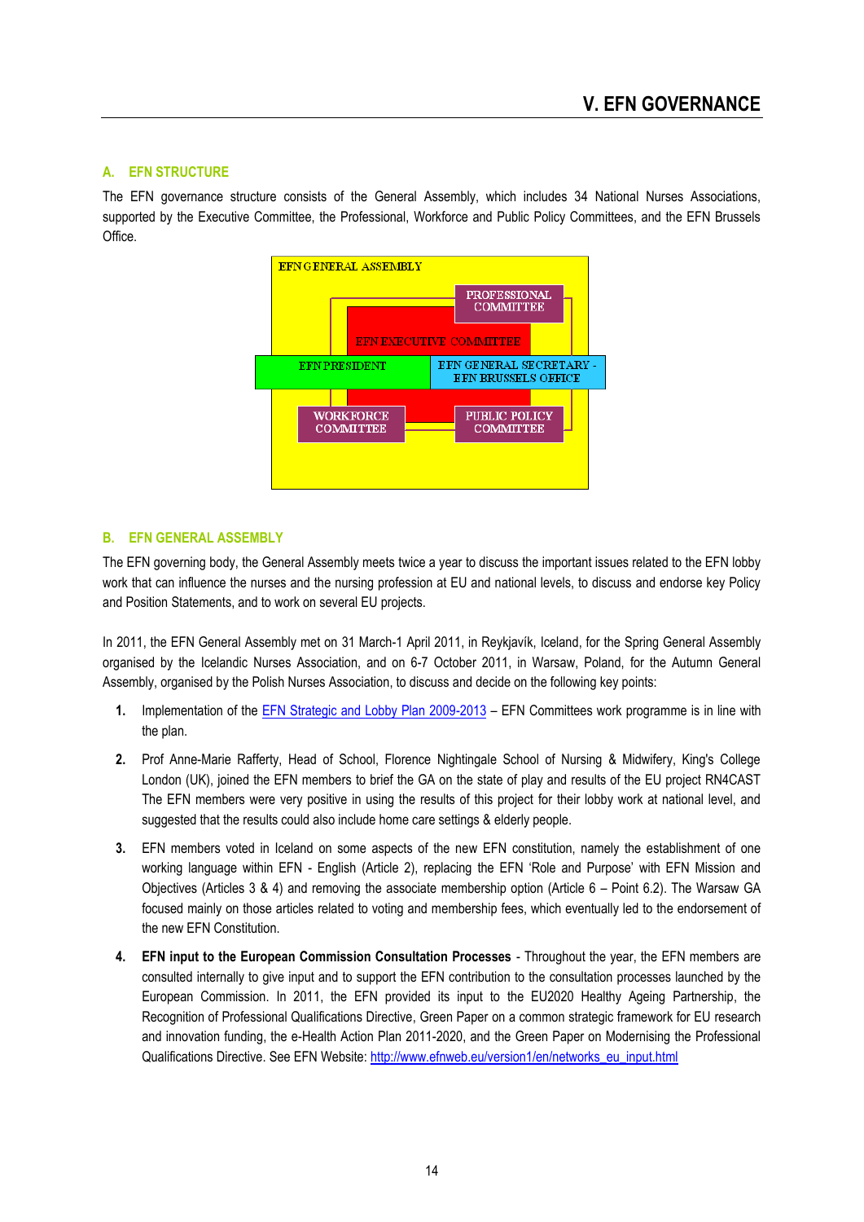# V. EFN GOVERNANCE

## A. EFN STRUCTURE

The EFN governance structure consists of the General Assembly, which includes 34 National Nurses Associations, supported by the Executive Committee, the Professional, Workforce and Public Policy Committees, and the EFN Brussels Office.

EFN GENERAL ASSEMBLY

PROFESSIONAL COMMITTEE

EFN EXECUTIVE COMMITTEE

EFN PRESIDENT

EFN GENERAL SECRETARY - EFN BRUSSELS OFFICE

WORKFORCE COMMITTEE

PUBLIC POLICY COMMITTEE

## B. EFN GENERAL ASSEMBLY

The EFN governing body, the General Assembly meets twice a year to discuss the important issues related to the EFN lobby work that can influence the nurses and the nursing profession at EU and national levels, to discuss and endorse key Policy and Position Statements, and to work on several EU projects.

In 2011, the EFN General Assembly met on 31 March-1 April 2011, in Reykjavík, Iceland, for the Spring General Assembly organised by the Icelandic Nurses Association, and on 6-7 October 2011, in Warsaw, Poland, for the Autumn General Assembly, organised by the Polish Nurses Association, to discuss and decide on the following key points:

1. Implementation of the EFN Strategic and Lobby Plan 2009-2013 – EFN Committees work programme is in line with the plan.
2. Prof Anne-Marie Rafferty, Head of School, Florence Nightingale School of Nursing & Midwifery, King's College London (UK), joined the EFN members to brief the GA on the state of play and results of the EU project RN4CAST The EFN members were very positive in using the results of this project for their lobby work at national level, and suggested that the results could also include home care settings & elderly people.
3. EFN members voted in Iceland on some aspects of the new EFN constitution, namely the establishment of one working language within EFN - English (Article 2), replacing the EFN 'Role and Purpose' with EFN Mission and Objectives (Articles 3 & 4) and removing the associate membership option (Article 6 – Point 6.2). The Warsaw GA focused mainly on those articles related to voting and membership fees, which eventually led to the endorsement of the new EFN Constitution.
4. **EFN input to the European Commission Consultation Processes** - Throughout the year, the EFN members are consulted internally to give input and to support the EFN contribution to the consultation processes launched by the European Commission. In 2011, the EFN provided its input to the EU2020 Healthy Ageing Partnership, the Recognition of Professional Qualifications Directive, Green Paper on a common strategic framework for EU research and innovation funding, the e-Health Action Plan 2011-2020, and the Green Paper on Modernising the Professional Qualifications Directive. See EFN Website: http://www.efnweb.eu/version1/en/networks_eu_input.html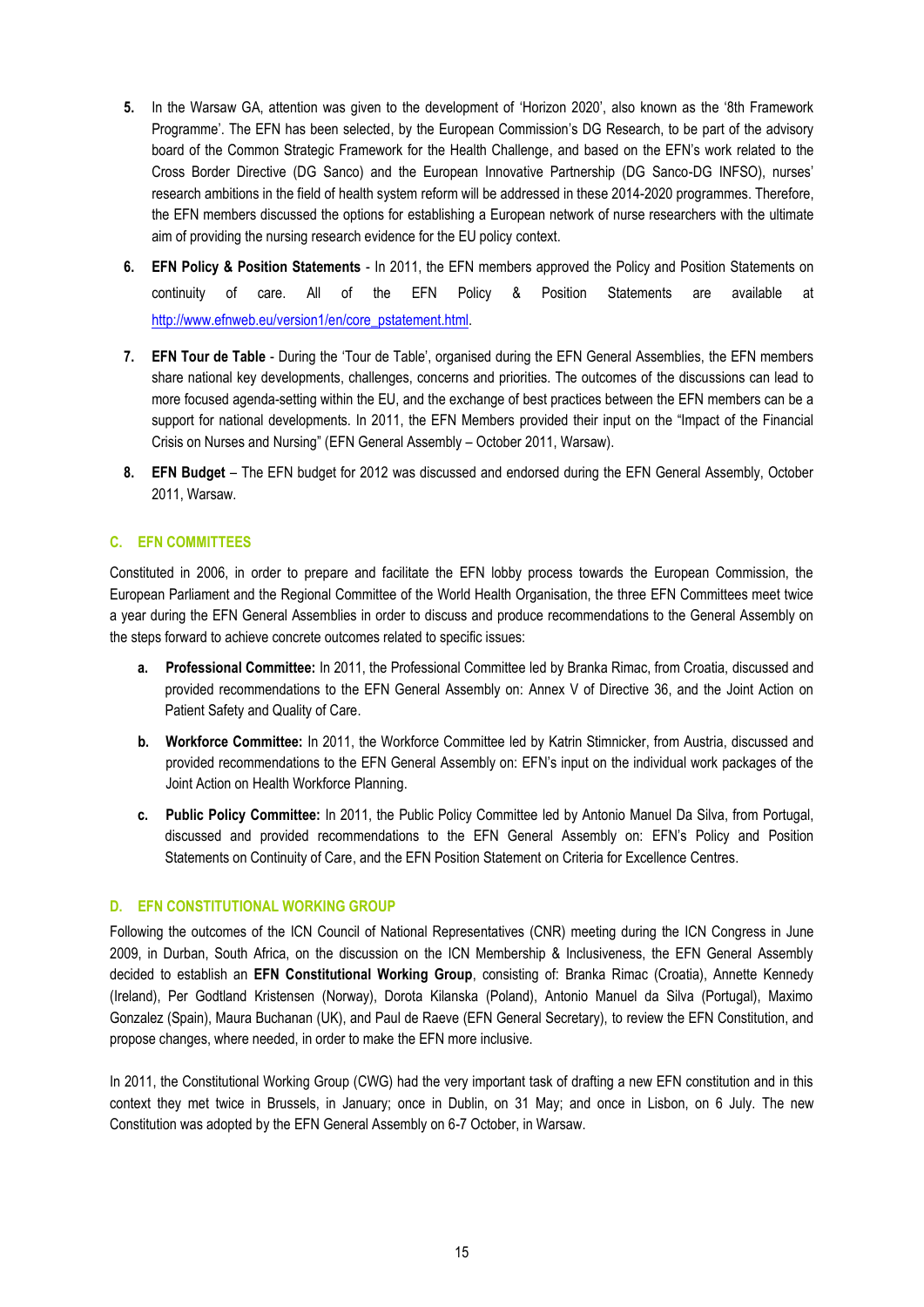5. In the Warsaw GA, attention was given to the development of 'Horizon 2020', also known as the '8th Framework Programme'. The EFN has been selected, by the European Commission's DG Research, to be part of the advisory board of the Common Strategic Framework for the Health Challenge, and based on the EFN's work related to the Cross Border Directive (DG Sanco) and the European Innovative Partnership (DG Sanco-DG INFSO), nurses' research ambitions in the field of health system reform will be addressed in these 2014-2020 programmes. Therefore, the EFN members discussed the options for establishing a European network of nurse researchers with the ultimate aim of providing the nursing research evidence for the EU policy context.

6. **EFN Policy & Position Statements** - In 2011, the EFN members approved the Policy and Position Statements on continuity of care. All of the EFN Policy & Position Statements are available at http://www.efnweb.eu/version1/en/core_pstatement.html.

7. **EFN Tour de Table** - During the 'Tour de Table', organised during the EFN General Assemblies, the EFN members share national key developments, challenges, concerns and priorities. The outcomes of the discussions can lead to more focused agenda-setting within the EU, and the exchange of best practices between the EFN members can be a support for national developments. In 2011, the EFN Members provided their input on the "Impact of the Financial Crisis on Nurses and Nursing" (EFN General Assembly – October 2011, Warsaw).

8. **EFN Budget** – The EFN budget for 2012 was discussed and endorsed during the EFN General Assembly, October 2011, Warsaw.

## C. EFN COMMITTEES

Constituted in 2006, in order to prepare and facilitate the EFN lobby process towards the European Commission, the European Parliament and the Regional Committee of the World Health Organisation, the three EFN Committees meet twice a year during the EFN General Assemblies in order to discuss and produce recommendations to the General Assembly on the steps forward to achieve concrete outcomes related to specific issues:

a. **Professional Committee:** In 2011, the Professional Committee led by Branka Rimac, from Croatia, discussed and provided recommendations to the EFN General Assembly on: Annex V of Directive 36, and the Joint Action on Patient Safety and Quality of Care.

b. **Workforce Committee:** In 2011, the Workforce Committee led by Katrin Stimnicker, from Austria, discussed and provided recommendations to the EFN General Assembly on: EFN's input on the individual work packages of the Joint Action on Health Workforce Planning.

c. **Public Policy Committee:** In 2011, the Public Policy Committee led by Antonio Manuel Da Silva, from Portugal, discussed and provided recommendations to the EFN General Assembly on: EFN's Policy and Position Statements on Continuity of Care, and the EFN Position Statement on Criteria for Excellence Centres.

## D. EFN CONSTITUTIONAL WORKING GROUP

Following the outcomes of the ICN Council of National Representatives (CNR) meeting during the ICN Congress in June 2009, in Durban, South Africa, on the discussion on the ICN Membership & Inclusiveness, the EFN General Assembly decided to establish an **EFN Constitutional Working Group**, consisting of: Branka Rimac (Croatia), Annette Kennedy (Ireland), Per Godtland Kristensen (Norway), Dorota Kilanska (Poland), Antonio Manuel da Silva (Portugal), Maximo Gonzalez (Spain), Maura Buchanan (UK), and Paul de Raeve (EFN General Secretary), to review the EFN Constitution, and propose changes, where needed, in order to make the EFN more inclusive.

In 2011, the Constitutional Working Group (CWG) had the very important task of drafting a new EFN constitution and in this context they met twice in Brussels, in January; once in Dublin, on 31 May; and once in Lisbon, on 6 July. The new Constitution was adopted by the EFN General Assembly on 6-7 October, in Warsaw.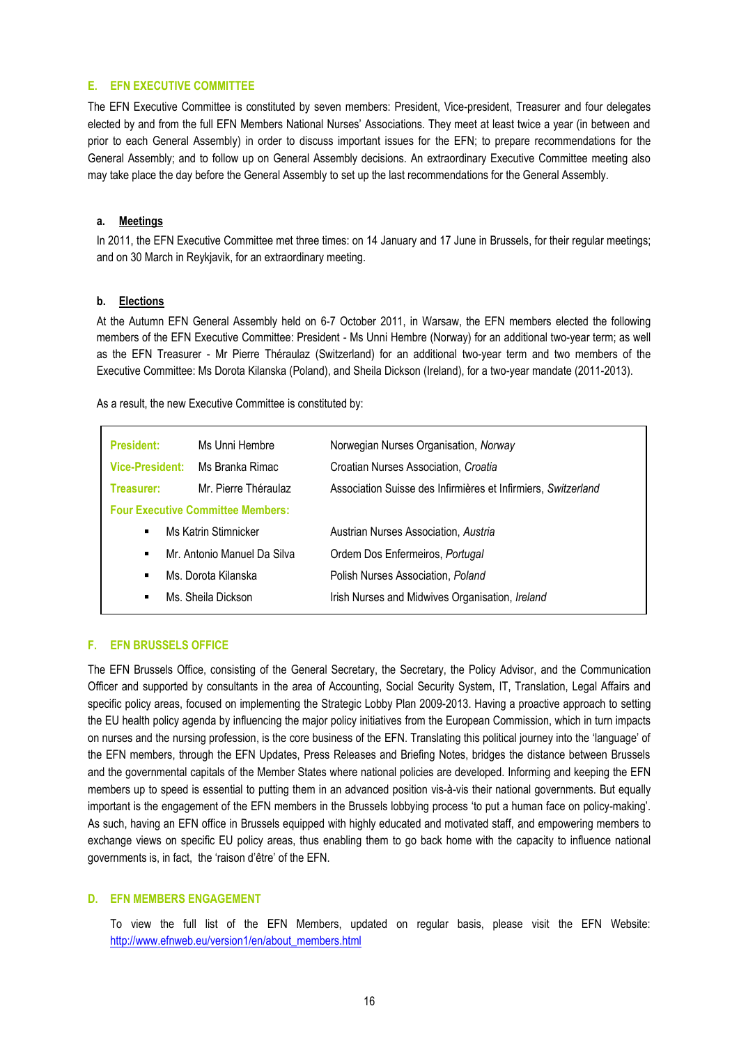## E. EFN EXECUTIVE COMMITTEE

The EFN Executive Committee is constituted by seven members: President, Vice-president, Treasurer and four delegates elected by and from the full EFN Members National Nurses' Associations. They meet at least twice a year (in between and prior to each General Assembly) in order to discuss important issues for the EFN; to prepare recommendations for the General Assembly; and to follow up on General Assembly decisions. An extraordinary Executive Committee meeting also may take place the day before the General Assembly to set up the last recommendations for the General Assembly.

### a. Meetings

In 2011, the EFN Executive Committee met three times: on 14 January and 17 June in Brussels, for their regular meetings; and on 30 March in Reykjavik, for an extraordinary meeting.

### b. Elections

At the Autumn EFN General Assembly held on 6-7 October 2011, in Warsaw, the EFN members elected the following members of the EFN Executive Committee: President - Ms Unni Hembre (Norway) for an additional two-year term; as well as the EFN Treasurer - Mr Pierre Théraulaz (Switzerland) for an additional two-year term and two members of the Executive Committee: Ms Dorota Kilanska (Poland), and Sheila Dickson (Ireland), for a two-year mandate (2011-2013).

As a result, the new Executive Committee is constituted by:

| | | |
|---|---|---|
| **President:** | Ms Unni Hembre | Norwegian Nurses Organisation, *Norway* |
| **Vice-President:** | Ms Branka Rimac | Croatian Nurses Association, *Croatia* |
| **Treasurer:** | Mr. Pierre Théraulaz | Association Suisse des Infirmières et Infirmiers, *Switzerland* |
| **Four Executive Committee Members:** | | |
| ▪ | Ms Katrin Stimnicker | Austrian Nurses Association, *Austria* |
| ▪ | Mr. Antonio Manuel Da Silva | Ordem Dos Enfermeiros, *Portugal* |
| ▪ | Ms. Dorota Kilanska | Polish Nurses Association, *Poland* |
| ▪ | Ms. Sheila Dickson | Irish Nurses and Midwives Organisation, *Ireland* |

## F. EFN BRUSSELS OFFICE

The EFN Brussels Office, consisting of the General Secretary, the Secretary, the Policy Advisor, and the Communication Officer and supported by consultants in the area of Accounting, Social Security System, IT, Translation, Legal Affairs and specific policy areas, focused on implementing the Strategic Lobby Plan 2009-2013. Having a proactive approach to setting the EU health policy agenda by influencing the major policy initiatives from the European Commission, which in turn impacts on nurses and the nursing profession, is the core business of the EFN. Translating this political journey into the 'language' of the EFN members, through the EFN Updates, Press Releases and Briefing Notes, bridges the distance between Brussels and the governmental capitals of the Member States where national policies are developed. Informing and keeping the EFN members up to speed is essential to putting them in an advanced position vis-à-vis their national governments. But equally important is the engagement of the EFN members in the Brussels lobbying process 'to put a human face on policy-making'. As such, having an EFN office in Brussels equipped with highly educated and motivated staff, and empowering members to exchange views on specific EU policy areas, thus enabling them to go back home with the capacity to influence national governments is, in fact, the 'raison d'être' of the EFN.

## D. EFN MEMBERS ENGAGEMENT

To view the full list of the EFN Members, updated on regular basis, please visit the EFN Website: http://www.efnweb.eu/version1/en/about_members.html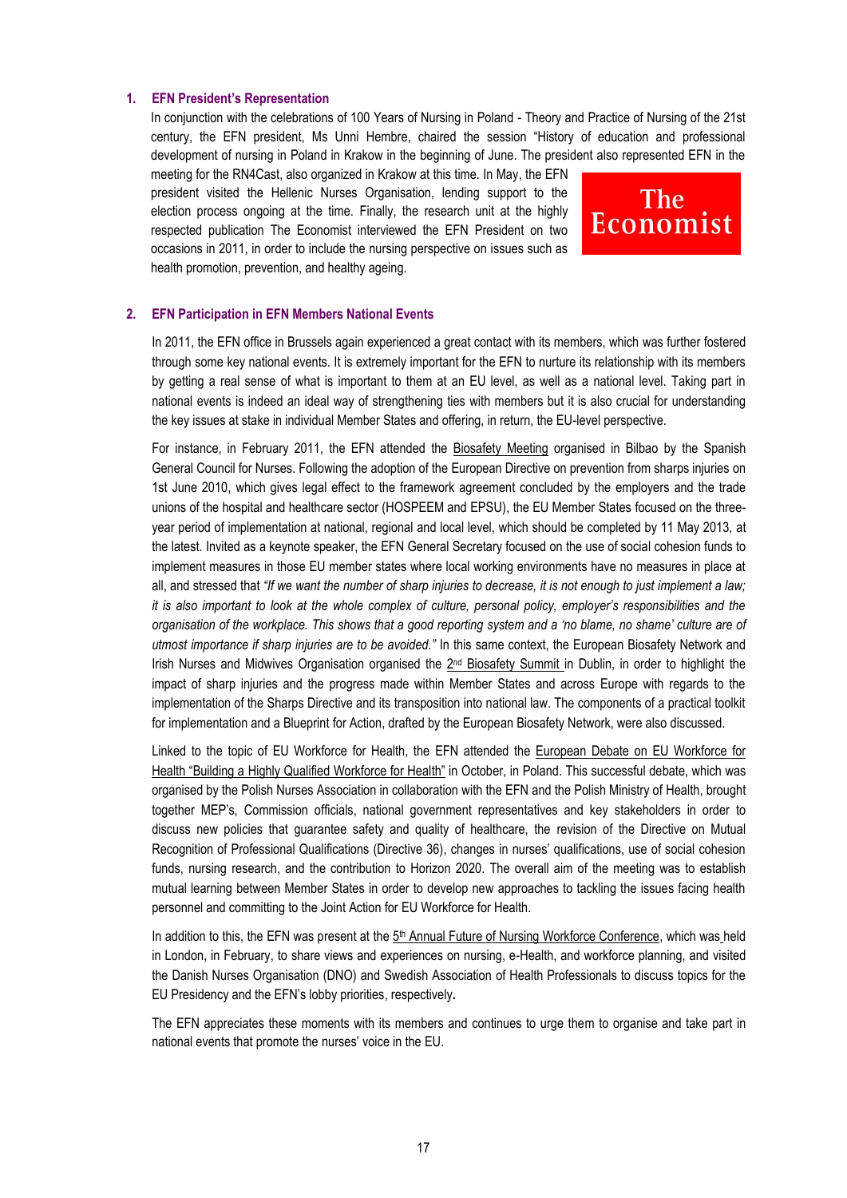## 1. EFN President's Representation

In conjunction with the celebrations of 100 Years of Nursing in Poland - Theory and Practice of Nursing of the 21st century, the EFN president, Ms Unni Hembre, chaired the session "History of education and professional development of nursing in Poland in Krakow in the beginning of June. The president also represented EFN in the meeting for the RN4Cast, also organized in Krakow at this time. In May, the EFN president visited the Hellenic Nurses Organisation, lending support to the election process ongoing at the time. Finally, the research unit at the highly respected publication The Economist interviewed the EFN President on two occasions in 2011, in order to include the nursing perspective on issues such as health promotion, prevention, and healthy ageing.

## 2. EFN Participation in EFN Members National Events

In 2011, the EFN office in Brussels again experienced a great contact with its members, which was further fostered through some key national events. It is extremely important for the EFN to nurture its relationship with its members by getting a real sense of what is important to them at an EU level, as well as a national level. Taking part in national events is indeed an ideal way of strengthening ties with members but it is also crucial for understanding the key issues at stake in individual Member States and offering, in return, the EU-level perspective.

For instance, in February 2011, the EFN attended the Biosafety Meeting organised in Bilbao by the Spanish General Council for Nurses. Following the adoption of the European Directive on prevention from sharps injuries on 1st June 2010, which gives legal effect to the framework agreement concluded by the employers and the trade unions of the hospital and healthcare sector (HOSPEEM and EPSU), the EU Member States focused on the three-year period of implementation at national, regional and local level, which should be completed by 11 May 2013, at the latest. Invited as a keynote speaker, the EFN General Secretary focused on the use of social cohesion funds to implement measures in those EU member states where local working environments have no measures in place at all, and stressed that *"If we want the number of sharp injuries to decrease, it is not enough to just implement a law; it is also important to look at the whole complex of culture, personal policy, employer's responsibilities and the organisation of the workplace. This shows that a good reporting system and a 'no blame, no shame' culture are of utmost importance if sharp injuries are to be avoided."* In this same context, the European Biosafety Network and Irish Nurses and Midwives Organisation organised the 2nd Biosafety Summit in Dublin, in order to highlight the impact of sharp injuries and the progress made within Member States and across Europe with regards to the implementation of the Sharps Directive and its transposition into national law. The components of a practical toolkit for implementation and a Blueprint for Action, drafted by the European Biosafety Network, were also discussed.

Linked to the topic of EU Workforce for Health, the EFN attended the European Debate on EU Workforce for Health "Building a Highly Qualified Workforce for Health" in October, in Poland. This successful debate, which was organised by the Polish Nurses Association in collaboration with the EFN and the Polish Ministry of Health, brought together MEP's, Commission officials, national government representatives and key stakeholders in order to discuss new policies that guarantee safety and quality of healthcare, the revision of the Directive on Mutual Recognition of Professional Qualifications (Directive 36), changes in nurses' qualifications, use of social cohesion funds, nursing research, and the contribution to Horizon 2020. The overall aim of the meeting was to establish mutual learning between Member States in order to develop new approaches to tackling the issues facing health personnel and committing to the Joint Action for EU Workforce for Health.

In addition to this, the EFN was present at the 5th Annual Future of Nursing Workforce Conference, which was held in London, in February, to share views and experiences on nursing, e-Health, and workforce planning, and visited the Danish Nurses Organisation (DNO) and Swedish Association of Health Professionals to discuss topics for the EU Presidency and the EFN's lobby priorities, respectively.

The EFN appreciates these moments with its members and continues to urge them to organise and take part in national events that promote the nurses' voice in the EU.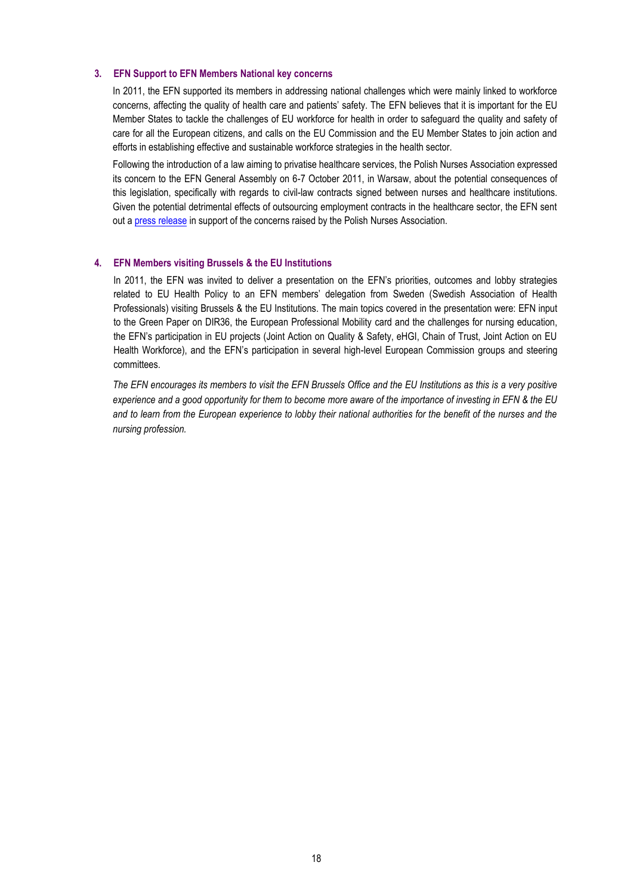### 3. EFN Support to EFN Members National key concerns

In 2011, the EFN supported its members in addressing national challenges which were mainly linked to workforce concerns, affecting the quality of health care and patients' safety. The EFN believes that it is important for the EU Member States to tackle the challenges of EU workforce for health in order to safeguard the quality and safety of care for all the European citizens, and calls on the EU Commission and the EU Member States to join action and efforts in establishing effective and sustainable workforce strategies in the health sector.

Following the introduction of a law aiming to privatise healthcare services, the Polish Nurses Association expressed its concern to the EFN General Assembly on 6-7 October 2011, in Warsaw, about the potential consequences of this legislation, specifically with regards to civil-law contracts signed between nurses and healthcare institutions. Given the potential detrimental effects of outsourcing employment contracts in the healthcare sector, the EFN sent out a press release in support of the concerns raised by the Polish Nurses Association.

### 4. EFN Members visiting Brussels & the EU Institutions

In 2011, the EFN was invited to deliver a presentation on the EFN's priorities, outcomes and lobby strategies related to EU Health Policy to an EFN members' delegation from Sweden (Swedish Association of Health Professionals) visiting Brussels & the EU Institutions. The main topics covered in the presentation were: EFN input to the Green Paper on DIR36, the European Professional Mobility card and the challenges for nursing education, the EFN's participation in EU projects (Joint Action on Quality & Safety, eHGI, Chain of Trust, Joint Action on EU Health Workforce), and the EFN's participation in several high-level European Commission groups and steering committees.

*The EFN encourages its members to visit the EFN Brussels Office and the EU Institutions as this is a very positive experience and a good opportunity for them to become more aware of the importance of investing in EFN & the EU and to learn from the European experience to lobby their national authorities for the benefit of the nurses and the nursing profession.*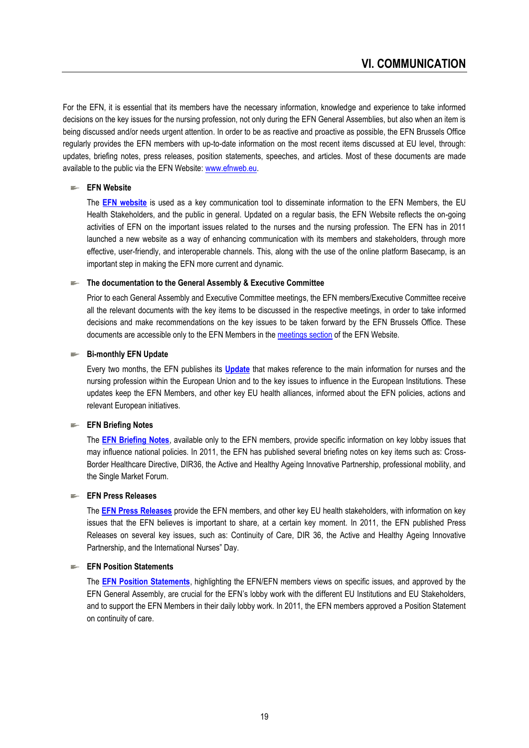## VI. COMMUNICATION

For the EFN, it is essential that its members have the necessary information, knowledge and experience to take informed decisions on the key issues for the nursing profession, not only during the EFN General Assemblies, but also when an item is being discussed and/or needs urgent attention. In order to be as reactive and proactive as possible, the EFN Brussels Office regularly provides the EFN members with up-to-date information on the most recent items discussed at EU level, through: updates, briefing notes, press releases, position statements, speeches, and articles. Most of these documents are made available to the public via the EFN Website: www.efnweb.eu.

- **EFN Website**

  The **EFN website** is used as a key communication tool to disseminate information to the EFN Members, the EU Health Stakeholders, and the public in general. Updated on a regular basis, the EFN Website reflects the on-going activities of EFN on the important issues related to the nurses and the nursing profession. The EFN has in 2011 launched a new website as a way of enhancing communication with its members and stakeholders, through more effective, user-friendly, and interoperable channels. This, along with the use of the online platform Basecamp, is an important step in making the EFN more current and dynamic.

- **The documentation to the General Assembly & Executive Committee**

  Prior to each General Assembly and Executive Committee meetings, the EFN members/Executive Committee receive all the relevant documents with the key items to be discussed in the respective meetings, in order to take informed decisions and make recommendations on the key issues to be taken forward by the EFN Brussels Office. These documents are accessible only to the EFN Members in the meetings section of the EFN Website.

- **Bi-monthly EFN Update**

  Every two months, the EFN publishes its **Update** that makes reference to the main information for nurses and the nursing profession within the European Union and to the key issues to influence in the European Institutions. These updates keep the EFN Members, and other key EU health alliances, informed about the EFN policies, actions and relevant European initiatives.

- **EFN Briefing Notes**

  The **EFN Briefing Notes**, available only to the EFN members, provide specific information on key lobby issues that may influence national policies. In 2011, the EFN has published several briefing notes on key items such as: Cross-Border Healthcare Directive, DIR36, the Active and Healthy Ageing Innovative Partnership, professional mobility, and the Single Market Forum.

- **EFN Press Releases**

  The **EFN Press Releases** provide the EFN members, and other key EU health stakeholders, with information on key issues that the EFN believes is important to share, at a certain key moment. In 2011, the EFN published Press Releases on several key issues, such as: Continuity of Care, DIR 36, the Active and Healthy Ageing Innovative Partnership, and the International Nurses" Day.

- **EFN Position Statements**

  The **EFN Position Statements**, highlighting the EFN/EFN members views on specific issues, and approved by the EFN General Assembly, are crucial for the EFN's lobby work with the different EU Institutions and EU Stakeholders, and to support the EFN Members in their daily lobby work. In 2011, the EFN members approved a Position Statement on continuity of care.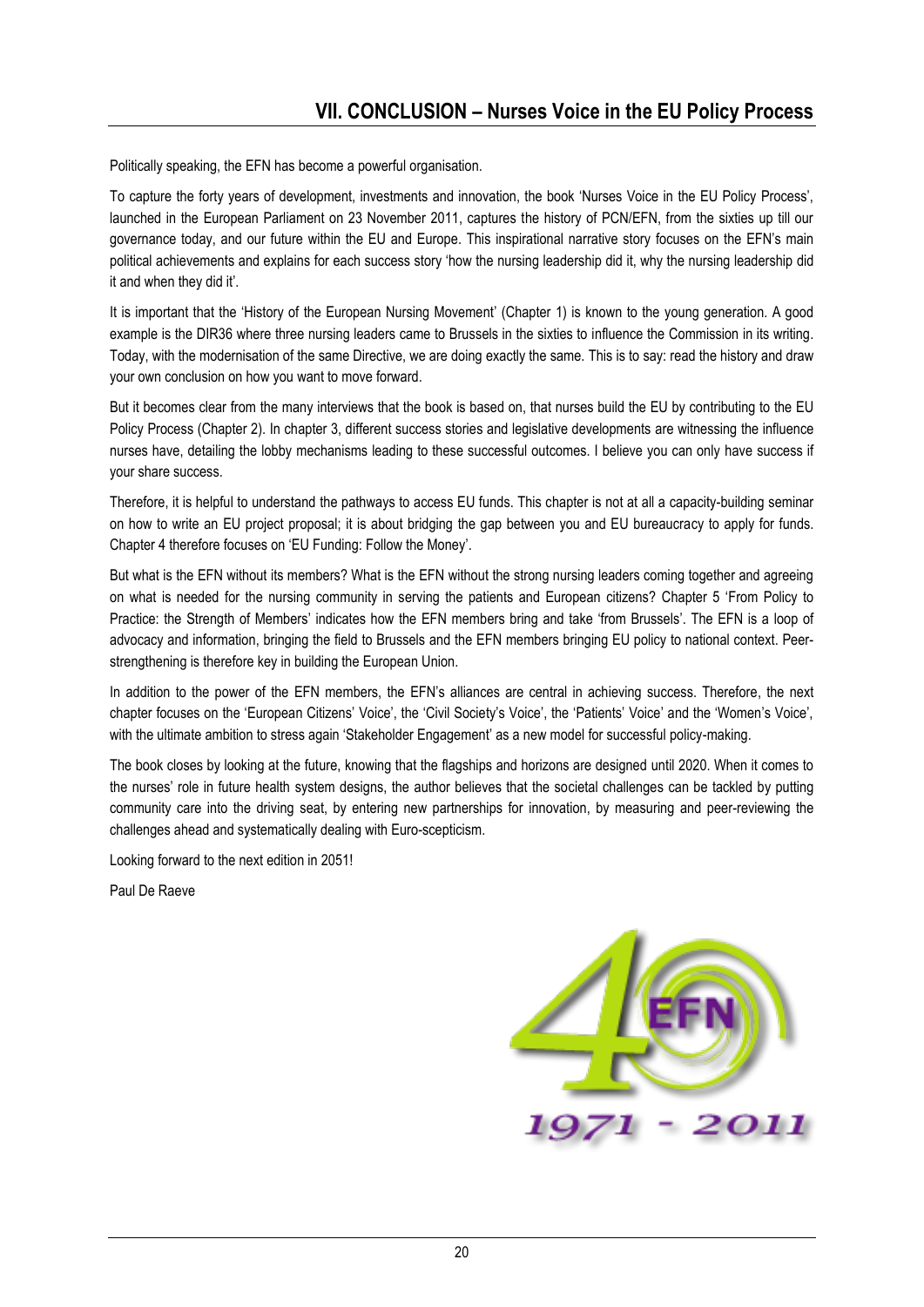## VII. CONCLUSION – Nurses Voice in the EU Policy Process

Politically speaking, the EFN has become a powerful organisation.

To capture the forty years of development, investments and innovation, the book 'Nurses Voice in the EU Policy Process', launched in the European Parliament on 23 November 2011, captures the history of PCN/EFN, from the sixties up till our governance today, and our future within the EU and Europe. This inspirational narrative story focuses on the EFN's main political achievements and explains for each success story 'how the nursing leadership did it, why the nursing leadership did it and when they did it'.

It is important that the 'History of the European Nursing Movement' (Chapter 1) is known to the young generation. A good example is the DIR36 where three nursing leaders came to Brussels in the sixties to influence the Commission in its writing. Today, with the modernisation of the same Directive, we are doing exactly the same. This is to say: read the history and draw your own conclusion on how you want to move forward.

But it becomes clear from the many interviews that the book is based on, that nurses build the EU by contributing to the EU Policy Process (Chapter 2). In chapter 3, different success stories and legislative developments are witnessing the influence nurses have, detailing the lobby mechanisms leading to these successful outcomes. I believe you can only have success if your share success.

Therefore, it is helpful to understand the pathways to access EU funds. This chapter is not at all a capacity-building seminar on how to write an EU project proposal; it is about bridging the gap between you and EU bureaucracy to apply for funds. Chapter 4 therefore focuses on 'EU Funding: Follow the Money'.

But what is the EFN without its members? What is the EFN without the strong nursing leaders coming together and agreeing on what is needed for the nursing community in serving the patients and European citizens? Chapter 5 'From Policy to Practice: the Strength of Members' indicates how the EFN members bring and take 'from Brussels'. The EFN is a loop of advocacy and information, bringing the field to Brussels and the EFN members bringing EU policy to national context. Peer-strengthening is therefore key in building the European Union.

In addition to the power of the EFN members, the EFN's alliances are central in achieving success. Therefore, the next chapter focuses on the 'European Citizens' Voice', the 'Civil Society's Voice', the 'Patients' Voice' and the 'Women's Voice', with the ultimate ambition to stress again 'Stakeholder Engagement' as a new model for successful policy-making.

The book closes by looking at the future, knowing that the flagships and horizons are designed until 2020. When it comes to the nurses' role in future health system designs, the author believes that the societal challenges can be tackled by putting community care into the driving seat, by entering new partnerships for innovation, by measuring and peer-reviewing the challenges ahead and systematically dealing with Euro-scepticism.

Looking forward to the next edition in 2051!

Paul De Raeve

40 EFN 1971 - 2011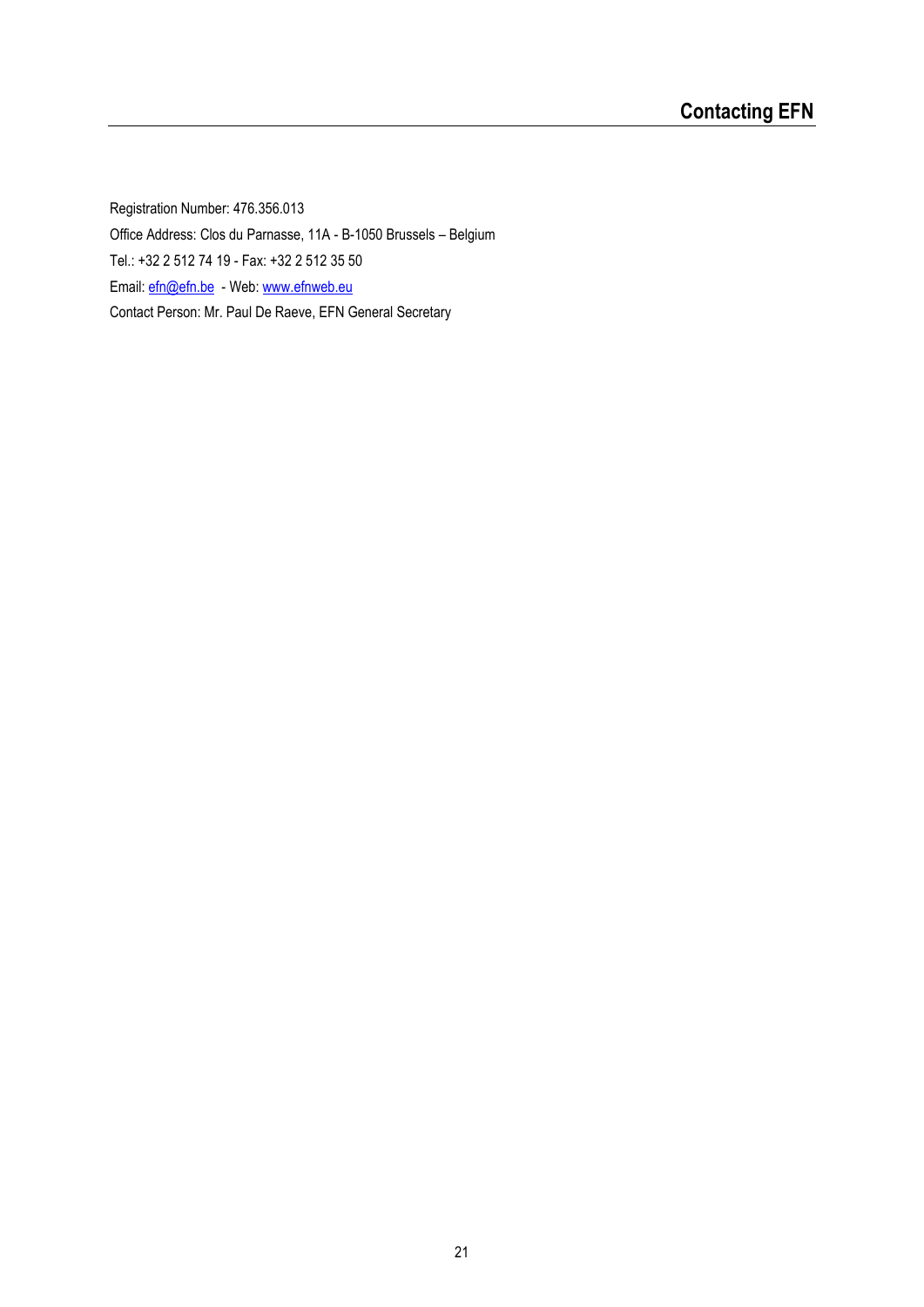# Contacting EFN

Registration Number: 476.356.013

Office Address: Clos du Parnasse, 11A - B-1050 Brussels – Belgium

Tel.: +32 2 512 74 19 - Fax: +32 2 512 35 50

Email: efn@efn.be - Web: www.efnweb.eu

Contact Person: Mr. Paul De Raeve, EFN General Secretary